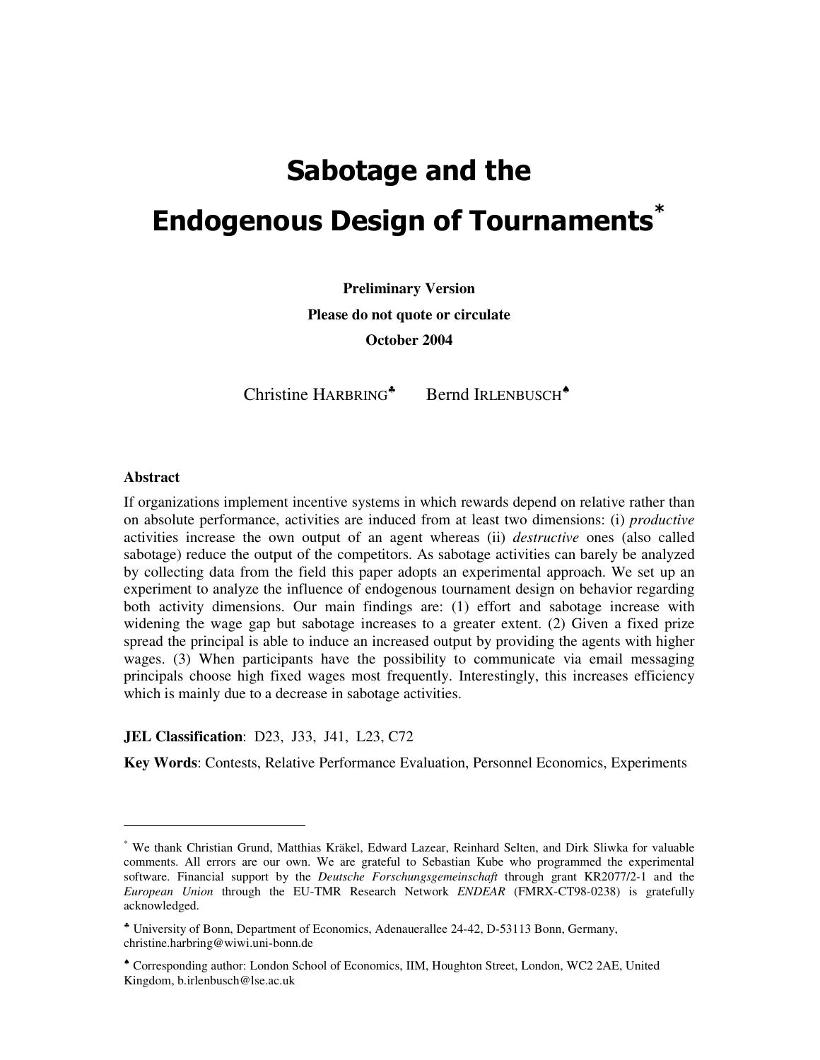# Sabotage and the Endogenous Design of Tournaments*

**Preliminary Version**

**Please do not quote or circulate**

**October 2004**

Christine HARBRING[♣] Bernd IRLENBUSCH[♠]

**Abstract**

If organizations implement incentive systems in which rewards depend on relative rather than on absolute performance, activities are induced from at least two dimensions: (i) *productive* activities increase the own output of an agent whereas (ii) *destructive* ones (also called sabotage) reduce the output of the competitors. As sabotage activities can barely be analyzed by collecting data from the field this paper adopts an experimental approach. We set up an experiment to analyze the influence of endogenous tournament design on behavior regarding both activity dimensions. Our main findings are: (1) effort and sabotage increase with widening the wage gap but sabotage increases to a greater extent. (2) Given a fixed prize spread the principal is able to induce an increased output by providing the agents with higher wages. (3) When participants have the possibility to communicate via email messaging principals choose high fixed wages most frequently. Interestingly, this increases efficiency which is mainly due to a decrease in sabotage activities.

**JEL Classification**: D23, J33, J41, L23, C72

**Key Words**: Contests, Relative Performance Evaluation, Personnel Economics, Experiments

---

* We thank Christian Grund, Matthias Kräkel, Edward Lazear, Reinhard Selten, and Dirk Sliwka for valuable comments. All errors are our own. We are grateful to Sebastian Kube who programmed the experimental software. Financial support by the *Deutsche Forschungsgemeinschaft* through grant KR2077/2-1 and the *European Union* through the EU-TMR Research Network *ENDEAR* (FMRX-CT98-0238) is gratefully acknowledged.

♣ University of Bonn, Department of Economics, Adenauerallee 24-42, D-53113 Bonn, Germany, christine.harbring@wiwi.uni-bonn.de

♠ Corresponding author: London School of Economics, IIM, Houghton Street, London, WC2 2AE, United Kingdom, b.irlenbusch@lse.ac.uk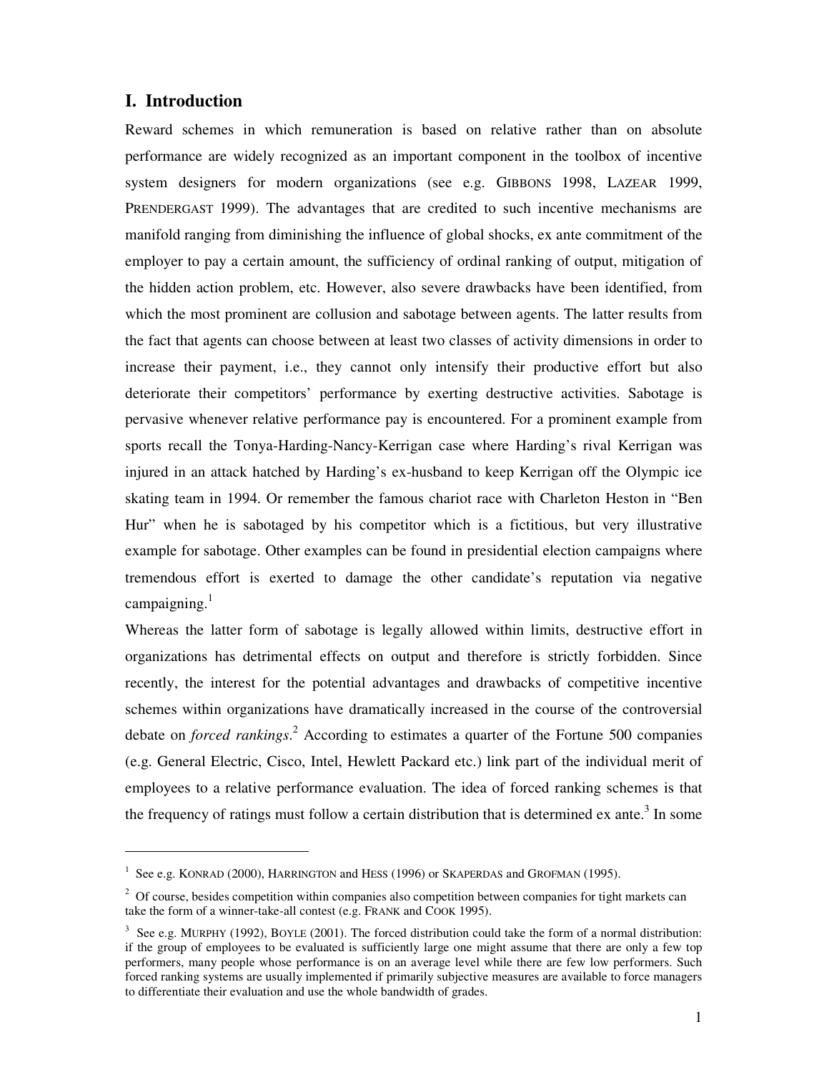## I. Introduction

Reward schemes in which remuneration is based on relative rather than on absolute performance are widely recognized as an important component in the toolbox of incentive system designers for modern organizations (see e.g. GIBBONS 1998, LAZEAR 1999, PRENDERGAST 1999). The advantages that are credited to such incentive mechanisms are manifold ranging from diminishing the influence of global shocks, ex ante commitment of the employer to pay a certain amount, the sufficiency of ordinal ranking of output, mitigation of the hidden action problem, etc. However, also severe drawbacks have been identified, from which the most prominent are collusion and sabotage between agents. The latter results from the fact that agents can choose between at least two classes of activity dimensions in order to increase their payment, i.e., they cannot only intensify their productive effort but also deteriorate their competitors' performance by exerting destructive activities. Sabotage is pervasive whenever relative performance pay is encountered. For a prominent example from sports recall the Tonya-Harding-Nancy-Kerrigan case where Harding's rival Kerrigan was injured in an attack hatched by Harding's ex-husband to keep Kerrigan off the Olympic ice skating team in 1994. Or remember the famous chariot race with Charleton Heston in "Ben Hur" when he is sabotaged by his competitor which is a fictitious, but very illustrative example for sabotage. Other examples can be found in presidential election campaigns where tremendous effort is exerted to damage the other candidate's reputation via negative campaigning.[1]

Whereas the latter form of sabotage is legally allowed within limits, destructive effort in organizations has detrimental effects on output and therefore is strictly forbidden. Since recently, the interest for the potential advantages and drawbacks of competitive incentive schemes within organizations have dramatically increased in the course of the controversial debate on *forced rankings*.[2] According to estimates a quarter of the Fortune 500 companies (e.g. General Electric, Cisco, Intel, Hewlett Packard etc.) link part of the individual merit of employees to a relative performance evaluation. The idea of forced ranking schemes is that the frequency of ratings must follow a certain distribution that is determined ex ante.[3] In some

---

[1] See e.g. KONRAD (2000), HARRINGTON and HESS (1996) or SKAPERDAS and GROFMAN (1995).

[2] Of course, besides competition within companies also competition between companies for tight markets can take the form of a winner-take-all contest (e.g. FRANK and COOK 1995).

[3] See e.g. MURPHY (1992), BOYLE (2001). The forced distribution could take the form of a normal distribution: if the group of employees to be evaluated is sufficiently large one might assume that there are only a few top performers, many people whose performance is on an average level while there are few low performers. Such forced ranking systems are usually implemented if primarily subjective measures are available to force managers to differentiate their evaluation and use the whole bandwidth of grades.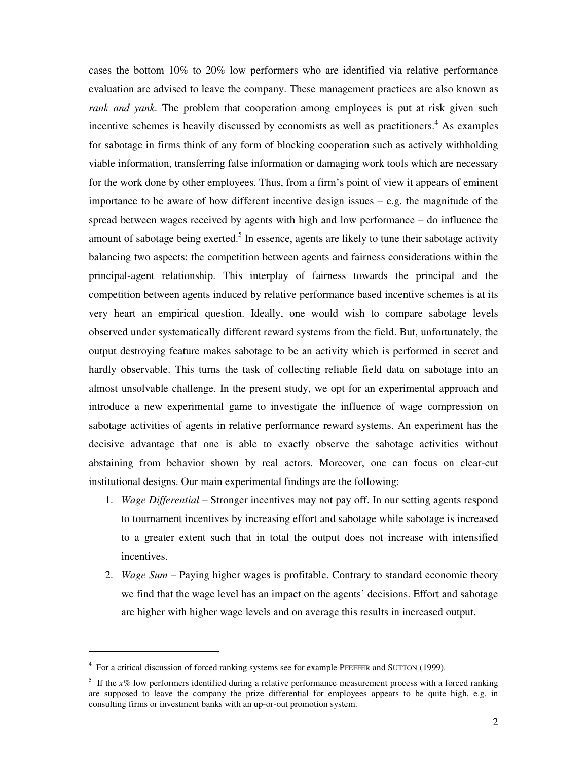cases the bottom 10% to 20% low performers who are identified via relative performance evaluation are advised to leave the company. These management practices are also known as *rank and yank*. The problem that cooperation among employees is put at risk given such incentive schemes is heavily discussed by economists as well as practitioners.[4] As examples for sabotage in firms think of any form of blocking cooperation such as actively withholding viable information, transferring false information or damaging work tools which are necessary for the work done by other employees. Thus, from a firm's point of view it appears of eminent importance to be aware of how different incentive design issues – e.g. the magnitude of the spread between wages received by agents with high and low performance – do influence the amount of sabotage being exerted.[5] In essence, agents are likely to tune their sabotage activity balancing two aspects: the competition between agents and fairness considerations within the principal-agent relationship. This interplay of fairness towards the principal and the competition between agents induced by relative performance based incentive schemes is at its very heart an empirical question. Ideally, one would wish to compare sabotage levels observed under systematically different reward systems from the field. But, unfortunately, the output destroying feature makes sabotage to be an activity which is performed in secret and hardly observable. This turns the task of collecting reliable field data on sabotage into an almost unsolvable challenge. In the present study, we opt for an experimental approach and introduce a new experimental game to investigate the influence of wage compression on sabotage activities of agents in relative performance reward systems. An experiment has the decisive advantage that one is able to exactly observe the sabotage activities without abstaining from behavior shown by real actors. Moreover, one can focus on clear-cut institutional designs. Our main experimental findings are the following:

1. *Wage Differential* – Stronger incentives may not pay off. In our setting agents respond to tournament incentives by increasing effort and sabotage while sabotage is increased to a greater extent such that in total the output does not increase with intensified incentives.
2. *Wage Sum* – Paying higher wages is profitable. Contrary to standard economic theory we find that the wage level has an impact on the agents' decisions. Effort and sabotage are higher with higher wage levels and on average this results in increased output.

---

[4] For a critical discussion of forced ranking systems see for example PFEFFER and SUTTON (1999).

[5] If the *x*% low performers identified during a relative performance measurement process with a forced ranking are supposed to leave the company the prize differential for employees appears to be quite high, e.g. in consulting firms or investment banks with an up-or-out promotion system.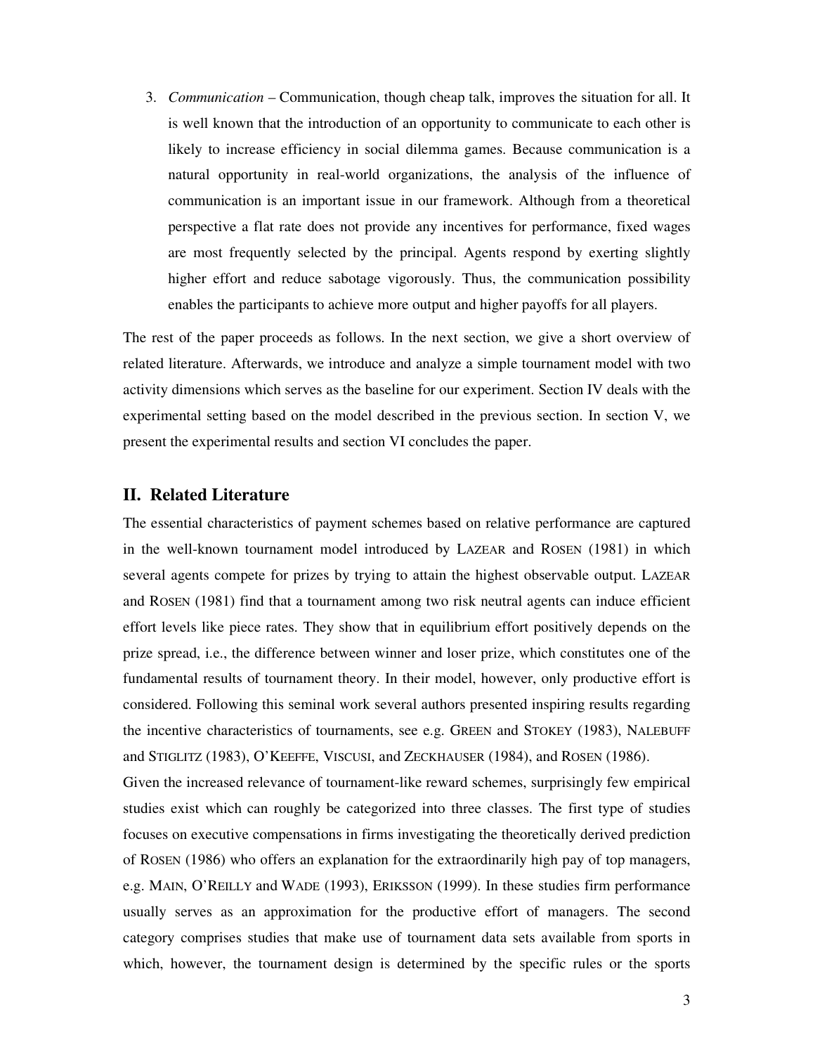3. *Communication* – Communication, though cheap talk, improves the situation for all. It is well known that the introduction of an opportunity to communicate to each other is likely to increase efficiency in social dilemma games. Because communication is a natural opportunity in real-world organizations, the analysis of the influence of communication is an important issue in our framework. Although from a theoretical perspective a flat rate does not provide any incentives for performance, fixed wages are most frequently selected by the principal. Agents respond by exerting slightly higher effort and reduce sabotage vigorously. Thus, the communication possibility enables the participants to achieve more output and higher payoffs for all players.

The rest of the paper proceeds as follows. In the next section, we give a short overview of related literature. Afterwards, we introduce and analyze a simple tournament model with two activity dimensions which serves as the baseline for our experiment. Section IV deals with the experimental setting based on the model described in the previous section. In section V, we present the experimental results and section VI concludes the paper.

## II. Related Literature

The essential characteristics of payment schemes based on relative performance are captured in the well-known tournament model introduced by LAZEAR and ROSEN (1981) in which several agents compete for prizes by trying to attain the highest observable output. LAZEAR and ROSEN (1981) find that a tournament among two risk neutral agents can induce efficient effort levels like piece rates. They show that in equilibrium effort positively depends on the prize spread, i.e., the difference between winner and loser prize, which constitutes one of the fundamental results of tournament theory. In their model, however, only productive effort is considered. Following this seminal work several authors presented inspiring results regarding the incentive characteristics of tournaments, see e.g. GREEN and STOKEY (1983), NALEBUFF and STIGLITZ (1983), O'KEEFFE, VISCUSI, and ZECKHAUSER (1984), and ROSEN (1986).

Given the increased relevance of tournament-like reward schemes, surprisingly few empirical studies exist which can roughly be categorized into three classes. The first type of studies focuses on executive compensations in firms investigating the theoretically derived prediction of ROSEN (1986) who offers an explanation for the extraordinarily high pay of top managers, e.g. MAIN, O'REILLY and WADE (1993), ERIKSSON (1999). In these studies firm performance usually serves as an approximation for the productive effort of managers. The second category comprises studies that make use of tournament data sets available from sports in which, however, the tournament design is determined by the specific rules or the sports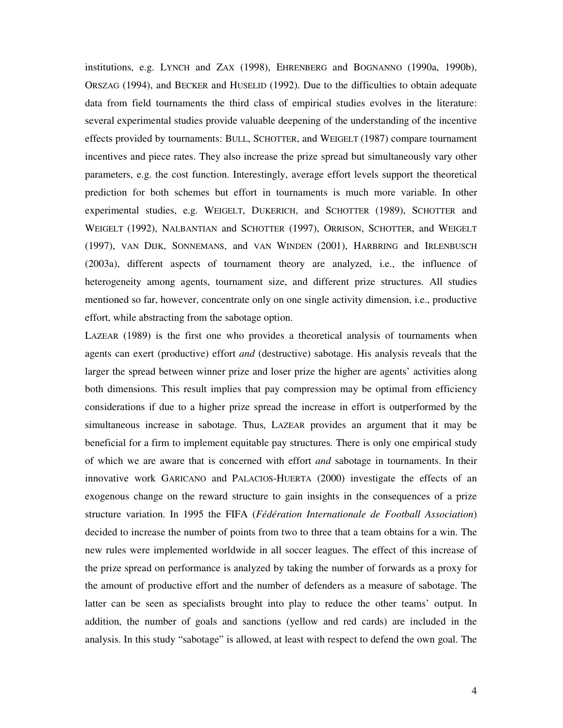institutions, e.g. LYNCH and ZAX (1998), EHRENBERG and BOGNANNO (1990a, 1990b), ORSZAG (1994), and BECKER and HUSELID (1992). Due to the difficulties to obtain adequate data from field tournaments the third class of empirical studies evolves in the literature: several experimental studies provide valuable deepening of the understanding of the incentive effects provided by tournaments: BULL, SCHOTTER, and WEIGELT (1987) compare tournament incentives and piece rates. They also increase the prize spread but simultaneously vary other parameters, e.g. the cost function. Interestingly, average effort levels support the theoretical prediction for both schemes but effort in tournaments is much more variable. In other experimental studies, e.g. WEIGELT, DUKERICH, and SCHOTTER (1989), SCHOTTER and WEIGELT (1992), NALBANTIAN and SCHOTTER (1997), ORRISON, SCHOTTER, and WEIGELT (1997), VAN DIJK, SONNEMANS, and VAN WINDEN (2001), HARBRING and IRLENBUSCH (2003a), different aspects of tournament theory are analyzed, i.e., the influence of heterogeneity among agents, tournament size, and different prize structures. All studies mentioned so far, however, concentrate only on one single activity dimension, i.e., productive effort, while abstracting from the sabotage option.

LAZEAR (1989) is the first one who provides a theoretical analysis of tournaments when agents can exert (productive) effort *and* (destructive) sabotage. His analysis reveals that the larger the spread between winner prize and loser prize the higher are agents' activities along both dimensions. This result implies that pay compression may be optimal from efficiency considerations if due to a higher prize spread the increase in effort is outperformed by the simultaneous increase in sabotage. Thus, LAZEAR provides an argument that it may be beneficial for a firm to implement equitable pay structures. There is only one empirical study of which we are aware that is concerned with effort *and* sabotage in tournaments. In their innovative work GARICANO and PALACIOS-HUERTA (2000) investigate the effects of an exogenous change on the reward structure to gain insights in the consequences of a prize structure variation. In 1995 the FIFA (*Fédération Internationale de Football Association*) decided to increase the number of points from two to three that a team obtains for a win. The new rules were implemented worldwide in all soccer leagues. The effect of this increase of the prize spread on performance is analyzed by taking the number of forwards as a proxy for the amount of productive effort and the number of defenders as a measure of sabotage. The latter can be seen as specialists brought into play to reduce the other teams' output. In addition, the number of goals and sanctions (yellow and red cards) are included in the analysis. In this study "sabotage" is allowed, at least with respect to defend the own goal. The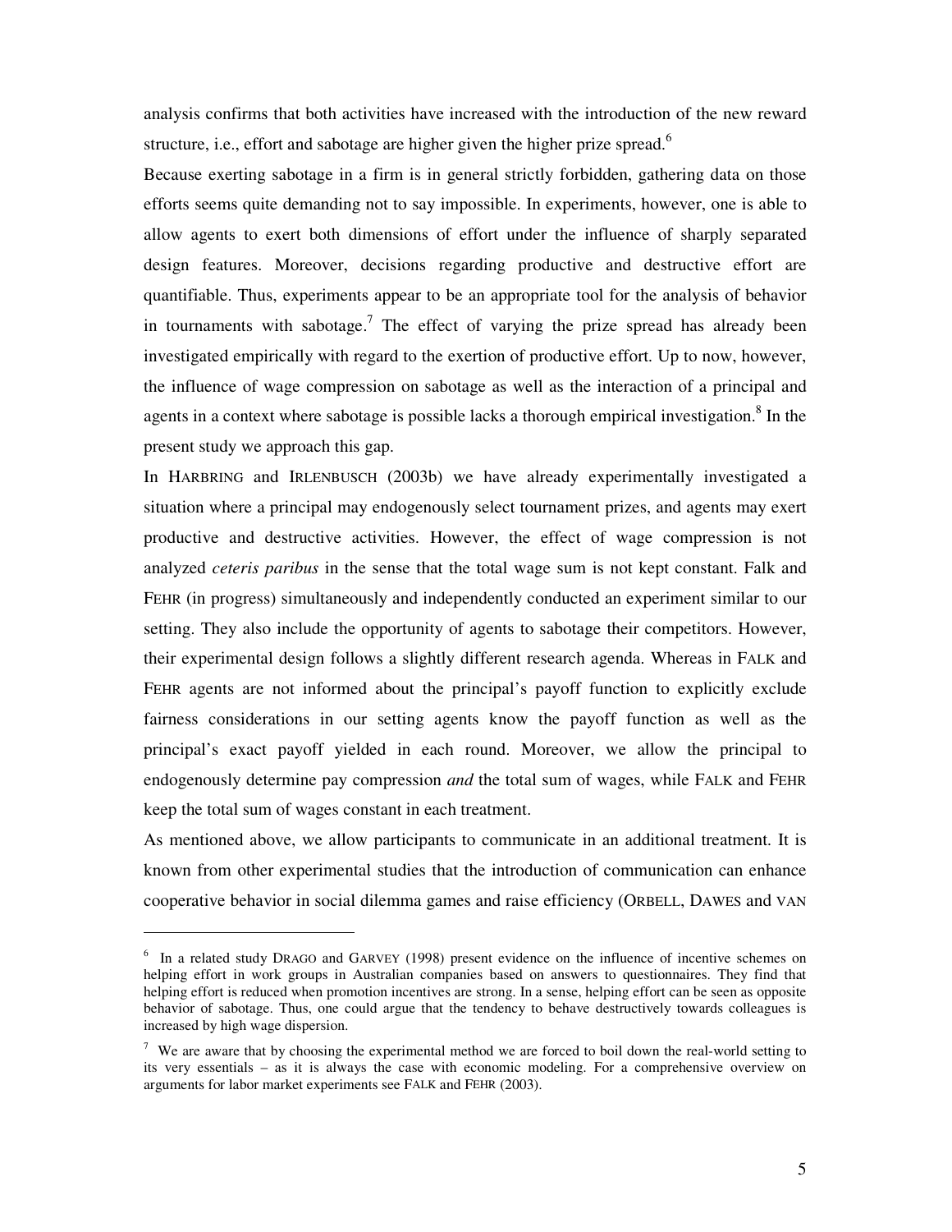analysis confirms that both activities have increased with the introduction of the new reward structure, i.e., effort and sabotage are higher given the higher prize spread.[6]

Because exerting sabotage in a firm is in general strictly forbidden, gathering data on those efforts seems quite demanding not to say impossible. In experiments, however, one is able to allow agents to exert both dimensions of effort under the influence of sharply separated design features. Moreover, decisions regarding productive and destructive effort are quantifiable. Thus, experiments appear to be an appropriate tool for the analysis of behavior in tournaments with sabotage.[7] The effect of varying the prize spread has already been investigated empirically with regard to the exertion of productive effort. Up to now, however, the influence of wage compression on sabotage as well as the interaction of a principal and agents in a context where sabotage is possible lacks a thorough empirical investigation.[8] In the present study we approach this gap.

In HARBRING and IRLENBUSCH (2003b) we have already experimentally investigated a situation where a principal may endogenously select tournament prizes, and agents may exert productive and destructive activities. However, the effect of wage compression is not analyzed *ceteris paribus* in the sense that the total wage sum is not kept constant. Falk and FEHR (in progress) simultaneously and independently conducted an experiment similar to our setting. They also include the opportunity of agents to sabotage their competitors. However, their experimental design follows a slightly different research agenda. Whereas in FALK and FEHR agents are not informed about the principal's payoff function to explicitly exclude fairness considerations in our setting agents know the payoff function as well as the principal's exact payoff yielded in each round. Moreover, we allow the principal to endogenously determine pay compression *and* the total sum of wages, while FALK and FEHR keep the total sum of wages constant in each treatment.

As mentioned above, we allow participants to communicate in an additional treatment. It is known from other experimental studies that the introduction of communication can enhance cooperative behavior in social dilemma games and raise efficiency (ORBELL, DAWES and VAN

---

[6] In a related study DRAGO and GARVEY (1998) present evidence on the influence of incentive schemes on helping effort in work groups in Australian companies based on answers to questionnaires. They find that helping effort is reduced when promotion incentives are strong. In a sense, helping effort can be seen as opposite behavior of sabotage. Thus, one could argue that the tendency to behave destructively towards colleagues is increased by high wage dispersion.

[7] We are aware that by choosing the experimental method we are forced to boil down the real-world setting to its very essentials – as it is always the case with economic modeling. For a comprehensive overview on arguments for labor market experiments see FALK and FEHR (2003).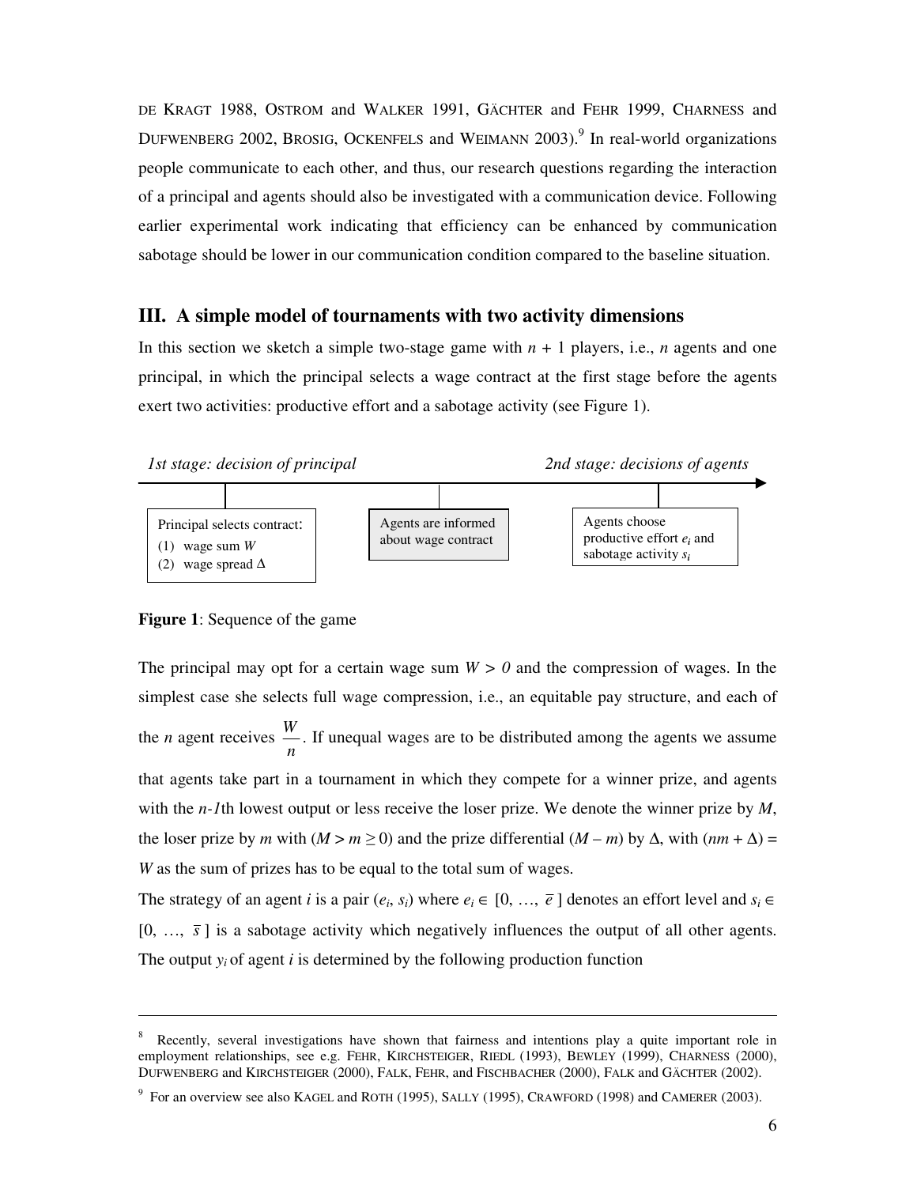DE KRAGT 1988, OSTROM and WALKER 1991, GÄCHTER and FEHR 1999, CHARNESS and DUFWENBERG 2002, BROSIG, OCKENFELS and WEIMANN 2003).[9] In real-world organizations people communicate to each other, and thus, our research questions regarding the interaction of a principal and agents should also be investigated with a communication device. Following earlier experimental work indicating that efficiency can be enhanced by communication sabotage should be lower in our communication condition compared to the baseline situation.

## III. A simple model of tournaments with two activity dimensions

In this section we sketch a simple two-stage game with $n + 1$ players, i.e., $n$ agents and one principal, in which the principal selects a wage contract at the first stage before the agents exert two activities: productive effort and a sabotage activity (see Figure 1).

*1st stage: decision of principal* → *2nd stage: decisions of agents*

| Principal selects contract: (1) wage sum $W$ (2) wage spread $\Delta$ | Agents are informed about wage contract | Agents choose productive effort $e_i$ and sabotage activity $s_i$ |
|---|---|---|

**Figure 1**: Sequence of the game

The principal may opt for a certain wage sum $W > 0$ and the compression of wages. In the simplest case she selects full wage compression, i.e., an equitable pay structure, and each of the $n$ agent receives $\frac{W}{n}$. If unequal wages are to be distributed among the agents we assume that agents take part in a tournament in which they compete for a winner prize, and agents with the $n$-$1$th lowest output or less receive the loser prize. We denote the winner prize by $M$, the loser prize by $m$ with ($M > m \geq 0$) and the prize differential ($M - m$) by $\Delta$, with ($nm + \Delta$) = $W$ as the sum of prizes has to be equal to the total sum of wages.

The strategy of an agent $i$ is a pair ($e_i$, $s_i$) where $e_i \in [0, \ldots, \bar{e}]$ denotes an effort level and $s_i \in [0, \ldots, \bar{s}]$ is a sabotage activity which negatively influences the output of all other agents. The output $y_i$ of agent $i$ is determined by the following production function

---

[8] Recently, several investigations have shown that fairness and intentions play a quite important role in employment relationships, see e.g. FEHR, KIRCHSTEIGER, RIEDL (1993), BEWLEY (1999), CHARNESS (2000), DUFWENBERG and KIRCHSTEIGER (2000), FALK, FEHR, and FISCHBACHER (2000), FALK and GÄCHTER (2002).

[9] For an overview see also KAGEL and ROTH (1995), SALLY (1995), CRAWFORD (1998) and CAMERER (2003).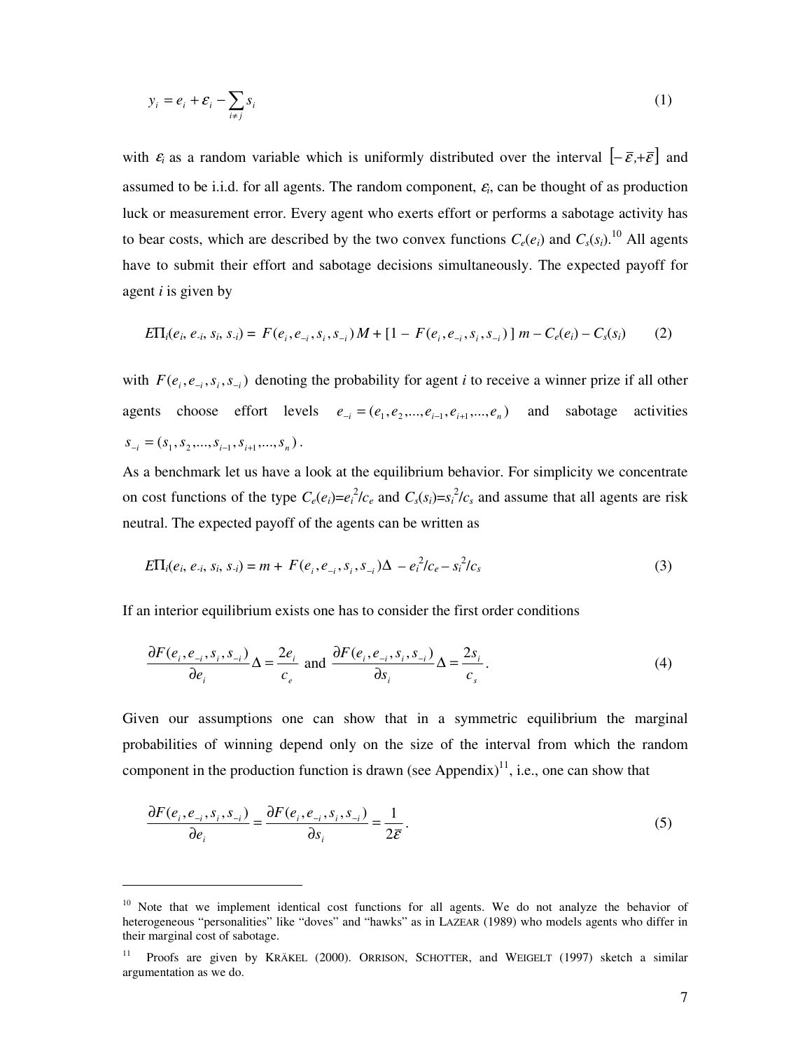$$y_i = e_i + \varepsilon_i - \sum_{i \neq j} s_i \tag{1}$$

with $\varepsilon_i$ as a random variable which is uniformly distributed over the interval $\left[-\bar{\varepsilon},+\bar{\varepsilon}\right]$ and assumed to be i.i.d. for all agents. The random component, $\varepsilon_i$, can be thought of as production luck or measurement error. Every agent who exerts effort or performs a sabotage activity has to bear costs, which are described by the two convex functions $C_e(e_i)$ and $C_s(s_i)$.[10] All agents have to submit their effort and sabotage decisions simultaneously. The expected payoff for agent *i* is given by

$$E\Pi_i(e_i, e_{-i}, s_i, s_{-i}) = F(e_i, e_{-i}, s_i, s_{-i})\, M + [1 - F(e_i, e_{-i}, s_i, s_{-i})]\, m - C_e(e_i) - C_s(s_i) \tag{2}$$

with $F(e_i, e_{-i}, s_i, s_{-i})$ denoting the probability for agent *i* to receive a winner prize if all other agents choose effort levels $e_{-i} = (e_1, e_2, ..., e_{i-1}, e_{i+1}, ..., e_n)$ and sabotage activities $s_{-i} = (s_1, s_2, ..., s_{i-1}, s_{i+1}, ..., s_n)$.

As a benchmark let us have a look at the equilibrium behavior. For simplicity we concentrate on cost functions of the type $C_e(e_i)=e_i^2/c_e$ and $C_s(s_i)=s_i^2/c_s$ and assume that all agents are risk neutral. The expected payoff of the agents can be written as

$$E\Pi_i(e_i, e_{-i}, s_i, s_{-i}) = m + F(e_i, e_{-i}, s_i, s_{-i})\Delta - e_i^2/c_e - s_i^2/c_s \tag{3}$$

If an interior equilibrium exists one has to consider the first order conditions

$$\frac{\partial F(e_i, e_{-i}, s_i, s_{-i})}{\partial e_i}\Delta = \frac{2e_i}{c_e} \text{ and } \frac{\partial F(e_i, e_{-i}, s_i, s_{-i})}{\partial s_i}\Delta = \frac{2s_i}{c_s}. \tag{4}$$

Given our assumptions one can show that in a symmetric equilibrium the marginal probabilities of winning depend only on the size of the interval from which the random component in the production function is drawn (see Appendix)[11], i.e., one can show that

$$\frac{\partial F(e_i, e_{-i}, s_i, s_{-i})}{\partial e_i} = \frac{\partial F(e_i, e_{-i}, s_i, s_{-i})}{\partial s_i} = \frac{1}{2\bar{\varepsilon}}. \tag{5}$$

---

[10] Note that we implement identical cost functions for all agents. We do not analyze the behavior of heterogeneous "personalities" like "doves" and "hawks" as in LAZEAR (1989) who models agents who differ in their marginal cost of sabotage.

[11] Proofs are given by KRÄKEL (2000). ORRISON, SCHOTTER, and WEIGELT (1997) sketch a similar argumentation as we do.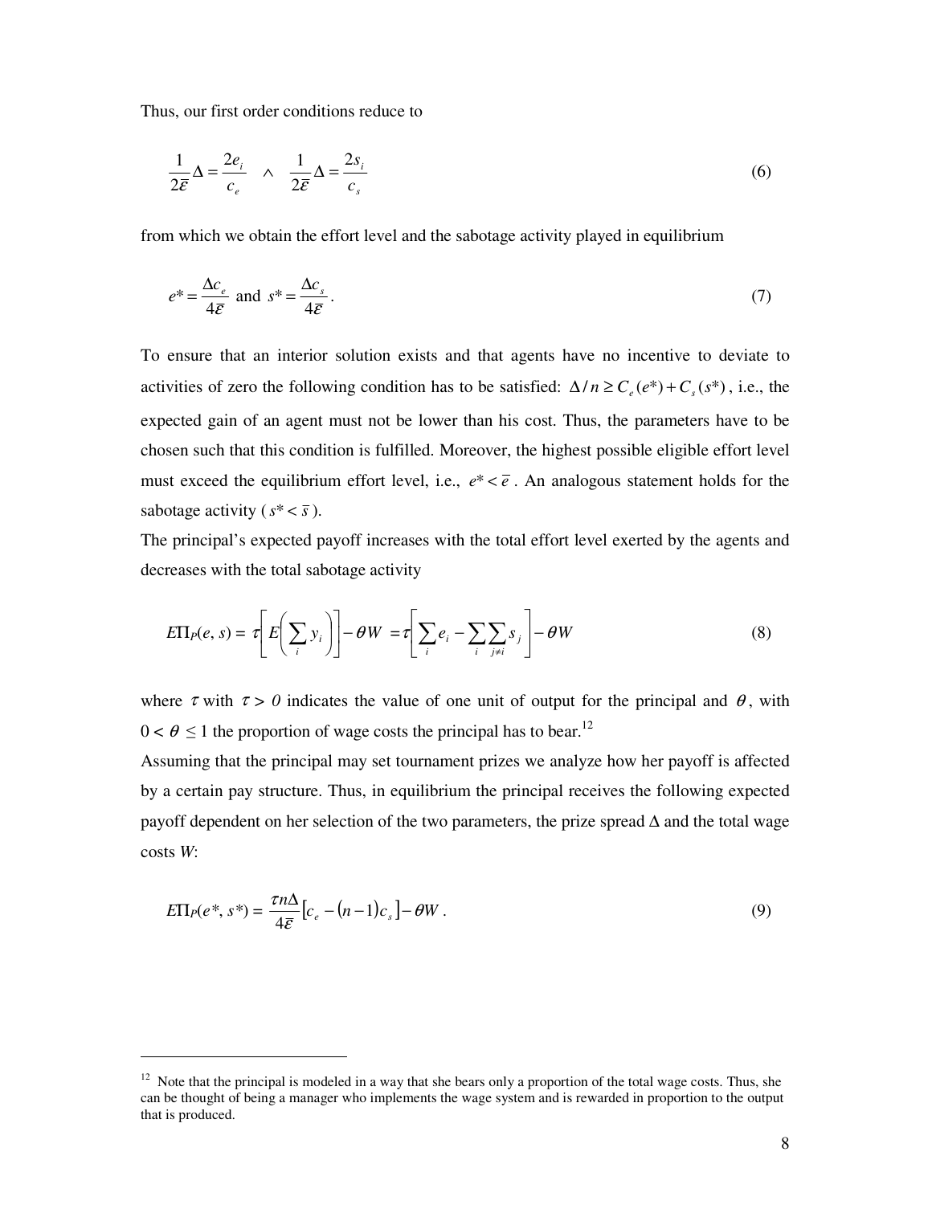Thus, our first order conditions reduce to

$$\frac{1}{2\bar{\varepsilon}}\Delta = \frac{2e_i}{c_e} \quad \wedge \quad \frac{1}{2\bar{\varepsilon}}\Delta = \frac{2s_i}{c_s} \tag{6}$$

from which we obtain the effort level and the sabotage activity played in equilibrium

$$e^* = \frac{\Delta c_e}{4\bar{\varepsilon}} \text{ and } s^* = \frac{\Delta c_s}{4\bar{\varepsilon}}. \tag{7}$$

To ensure that an interior solution exists and that agents have no incentive to deviate to activities of zero the following condition has to be satisfied: $\Delta / n \geq C_e(e^*) + C_s(s^*)$, i.e., the expected gain of an agent must not be lower than his cost. Thus, the parameters have to be chosen such that this condition is fulfilled. Moreover, the highest possible eligible effort level must exceed the equilibrium effort level, i.e., $e^* < \bar{e}$. An analogous statement holds for the sabotage activity ($s^* < \bar{s}$).

The principal's expected payoff increases with the total effort level exerted by the agents and decreases with the total sabotage activity

$$E\Pi_P(e, s) = \tau\left[E\left(\sum_i y_i\right)\right] - \theta W = \tau\left[\sum_i e_i - \sum_i \sum_{j \neq i} s_j\right] - \theta W \tag{8}$$

where $\tau$ with $\tau > 0$ indicates the value of one unit of output for the principal and $\theta$, with $0 < \theta \leq 1$ the proportion of wage costs the principal has to bear.[12]

Assuming that the principal may set tournament prizes we analyze how her payoff is affected by a certain pay structure. Thus, in equilibrium the principal receives the following expected payoff dependent on her selection of the two parameters, the prize spread $\Delta$ and the total wage costs $W$:

$$E\Pi_P(e^*, s^*) = \frac{\tau n \Delta}{4\bar{\varepsilon}}\left[c_e - (n-1)c_s\right] - \theta W. \tag{9}$$

---

[12] Note that the principal is modeled in a way that she bears only a proportion of the total wage costs. Thus, she can be thought of being a manager who implements the wage system and is rewarded in proportion to the output that is produced.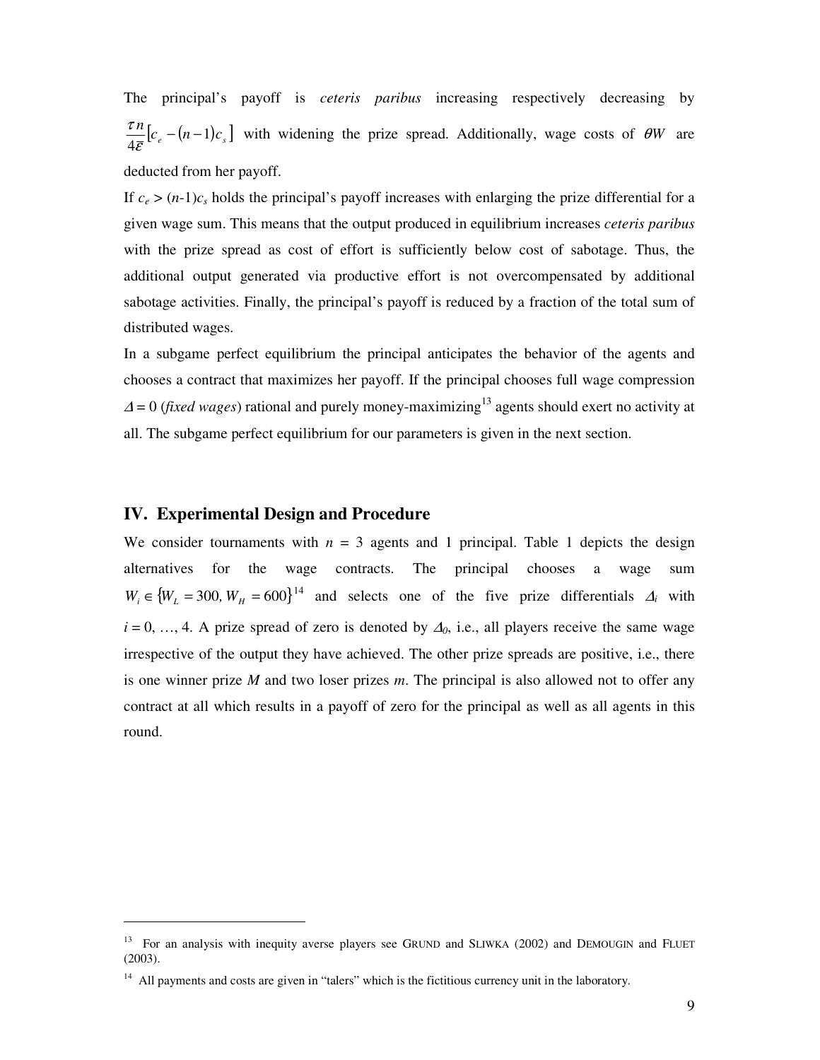The principal's payoff is *ceteris paribus* increasing respectively decreasing by $\frac{\tau n}{4\overline{\varepsilon}}\left[c_e - (n-1)c_s\right]$ with widening the prize spread. Additionally, wage costs of $\theta W$ are deducted from her payoff.

If $c_e > (n\text{-}1)c_s$ holds the principal's payoff increases with enlarging the prize differential for a given wage sum. This means that the output produced in equilibrium increases *ceteris paribus* with the prize spread as cost of effort is sufficiently below cost of sabotage. Thus, the additional output generated via productive effort is not overcompensated by additional sabotage activities. Finally, the principal's payoff is reduced by a fraction of the total sum of distributed wages.

In a subgame perfect equilibrium the principal anticipates the behavior of the agents and chooses a contract that maximizes her payoff. If the principal chooses full wage compression $\Delta = 0$ (*fixed wages*) rational and purely money-maximizing[13] agents should exert no activity at all. The subgame perfect equilibrium for our parameters is given in the next section.

## IV. Experimental Design and Procedure

We consider tournaments with $n$ = 3 agents and 1 principal. Table 1 depicts the design alternatives for the wage contracts. The principal chooses a wage sum $W_i \in \{W_L = 300, W_H = 600\}$[14] and selects one of the five prize differentials $\Delta_i$ with $i = 0, \ldots, 4$. A prize spread of zero is denoted by $\Delta_0$, i.e., all players receive the same wage irrespective of the output they have achieved. The other prize spreads are positive, i.e., there is one winner prize $M$ and two loser prizes $m$. The principal is also allowed not to offer any contract at all which results in a payoff of zero for the principal as well as all agents in this round.

---

[13] For an analysis with inequity averse players see GRUND and SLIWKA (2002) and DEMOUGIN and FLUET (2003).

[14] All payments and costs are given in "talers" which is the fictitious currency unit in the laboratory.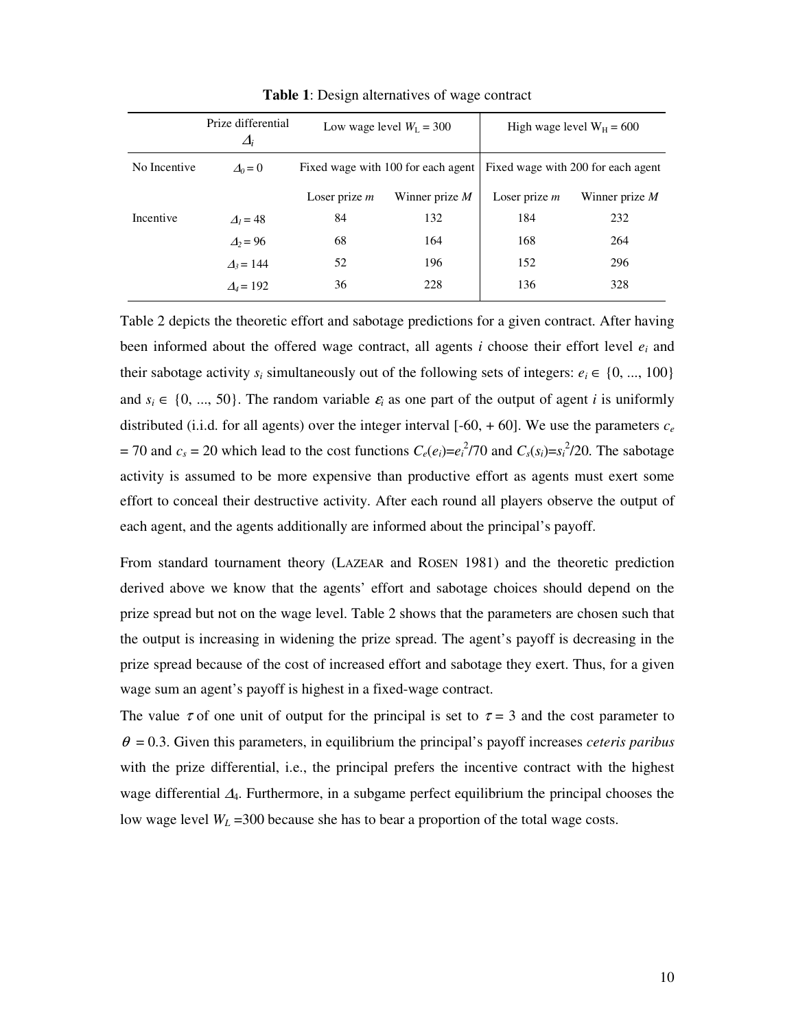**Table 1**: Design alternatives of wage contract

| | Prize differential $\Delta_i$ | Low wage level $W_L = 300$ | | High wage level $W_H = 600$ | |
|---|---|---|---|---|---|
| No Incentive | $\Delta_0 = 0$ | Fixed wage with 100 for each agent | | Fixed wage with 200 for each agent | |
| | | Loser prize $m$ | Winner prize $M$ | Loser prize $m$ | Winner prize $M$ |
| Incentive | $\Delta_1 = 48$ | 84 | 132 | 184 | 232 |
| | $\Delta_2 = 96$ | 68 | 164 | 168 | 264 |
| | $\Delta_3 = 144$ | 52 | 196 | 152 | 296 |
| | $\Delta_4 = 192$ | 36 | 228 | 136 | 328 |

Table 2 depicts the theoretic effort and sabotage predictions for a given contract. After having been informed about the offered wage contract, all agents $i$ choose their effort level $e_i$ and their sabotage activity $s_i$ simultaneously out of the following sets of integers: $e_i \in \{0, ..., 100\}$ and $s_i \in \{0, ..., 50\}$. The random variable $\varepsilon_i$ as one part of the output of agent $i$ is uniformly distributed (i.i.d. for all agents) over the integer interval [-60, + 60]. We use the parameters $c_e = 70$ and $c_s = 20$ which lead to the cost functions $C_e(e_i)=e_i^2/70$ and $C_s(s_i)=s_i^2/20$. The sabotage activity is assumed to be more expensive than productive effort as agents must exert some effort to conceal their destructive activity. After each round all players observe the output of each agent, and the agents additionally are informed about the principal's payoff.

From standard tournament theory (Lazear and Rosen 1981) and the theoretic prediction derived above we know that the agents' effort and sabotage choices should depend on the prize spread but not on the wage level. Table 2 shows that the parameters are chosen such that the output is increasing in widening the prize spread. The agent's payoff is decreasing in the prize spread because of the cost of increased effort and sabotage they exert. Thus, for a given wage sum an agent's payoff is highest in a fixed-wage contract.

The value $\tau$ of one unit of output for the principal is set to $\tau = 3$ and the cost parameter to $\theta = 0.3$. Given this parameters, in equilibrium the principal's payoff increases *ceteris paribus* with the prize differential, i.e., the principal prefers the incentive contract with the highest wage differential $\Delta_4$. Furthermore, in a subgame perfect equilibrium the principal chooses the low wage level $W_L = 300$ because she has to bear a proportion of the total wage costs.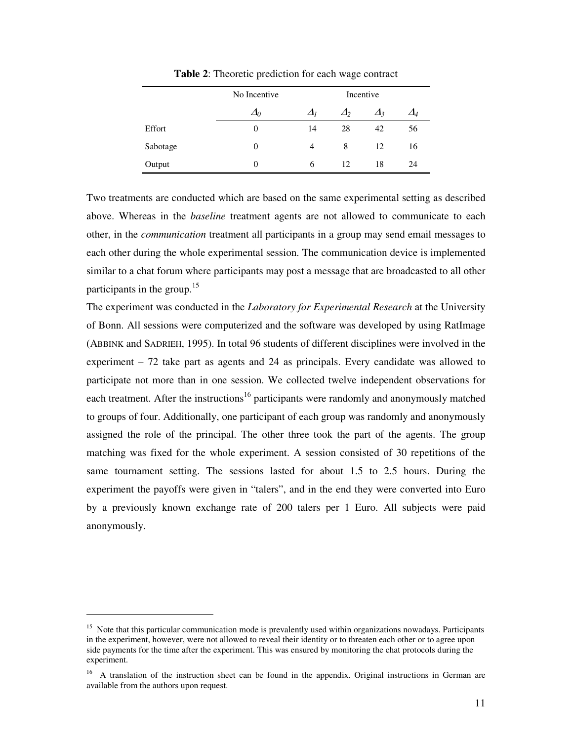**Table 2**: Theoretic prediction for each wage contract

| | No Incentive | Incentive | | | |
|---|---|---|---|---|---|
| | $\Delta_0$ | $\Delta_1$ | $\Delta_2$ | $\Delta_3$ | $\Delta_4$ |
| Effort | 0 | 14 | 28 | 42 | 56 |
| Sabotage | 0 | 4 | 8 | 12 | 16 |
| Output | 0 | 6 | 12 | 18 | 24 |

Two treatments are conducted which are based on the same experimental setting as described above. Whereas in the *baseline* treatment agents are not allowed to communicate to each other, in the *communication* treatment all participants in a group may send email messages to each other during the whole experimental session. The communication device is implemented similar to a chat forum where participants may post a message that are broadcasted to all other participants in the group.[15]

The experiment was conducted in the *Laboratory for Experimental Research* at the University of Bonn. All sessions were computerized and the software was developed by using RatImage (ABBINK and SADRIEH, 1995). In total 96 students of different disciplines were involved in the experiment – 72 take part as agents and 24 as principals. Every candidate was allowed to participate not more than in one session. We collected twelve independent observations for each treatment. After the instructions[16] participants were randomly and anonymously matched to groups of four. Additionally, one participant of each group was randomly and anonymously assigned the role of the principal. The other three took the part of the agents. The group matching was fixed for the whole experiment. A session consisted of 30 repetitions of the same tournament setting. The sessions lasted for about 1.5 to 2.5 hours. During the experiment the payoffs were given in "talers", and in the end they were converted into Euro by a previously known exchange rate of 200 talers per 1 Euro. All subjects were paid anonymously.

---

[15] Note that this particular communication mode is prevalently used within organizations nowadays. Participants in the experiment, however, were not allowed to reveal their identity or to threaten each other or to agree upon side payments for the time after the experiment. This was ensured by monitoring the chat protocols during the experiment.

[16] A translation of the instruction sheet can be found in the appendix. Original instructions in German are available from the authors upon request.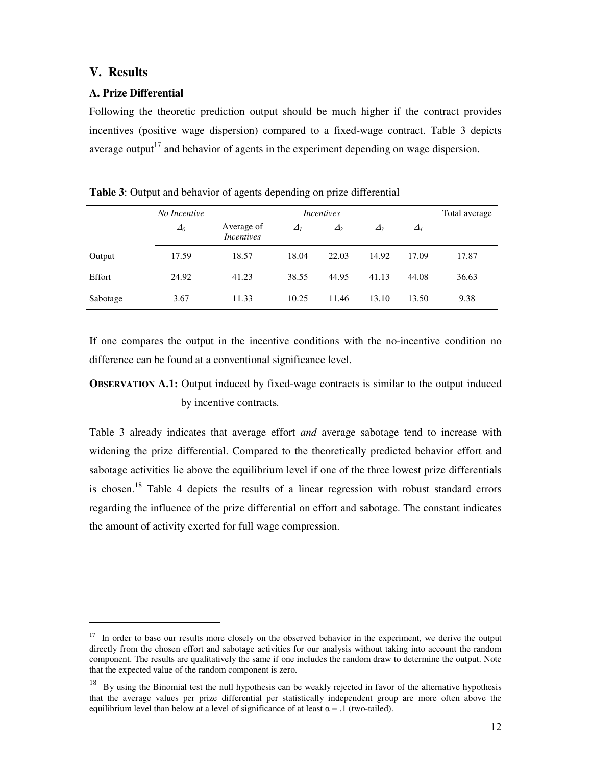## V. Results

### A. Prize Differential

Following the theoretic prediction output should be much higher if the contract provides incentives (positive wage dispersion) compared to a fixed-wage contract. Table 3 depicts average output[17] and behavior of agents in the experiment depending on wage dispersion.

**Table 3**: Output and behavior of agents depending on prize differential

| | *No Incentive* | *Incentives* | | | | | Total average |
|---|---|---|---|---|---|---|---|
| | $\Delta_0$ | Average of *Incentives* | $\Delta_1$ | $\Delta_2$ | $\Delta_3$ | $\Delta_4$ | |
| Output | 17.59 | 18.57 | 18.04 | 22.03 | 14.92 | 17.09 | 17.87 |
| Effort | 24.92 | 41.23 | 38.55 | 44.95 | 41.13 | 44.08 | 36.63 |
| Sabotage | 3.67 | 11.33 | 10.25 | 11.46 | 13.10 | 13.50 | 9.38 |

If one compares the output in the incentive conditions with the no-incentive condition no difference can be found at a conventional significance level.

**OBSERVATION A.1:** Output induced by fixed-wage contracts is similar to the output induced by incentive contracts.

Table 3 already indicates that average effort *and* average sabotage tend to increase with widening the prize differential. Compared to the theoretically predicted behavior effort and sabotage activities lie above the equilibrium level if one of the three lowest prize differentials is chosen.[18] Table 4 depicts the results of a linear regression with robust standard errors regarding the influence of the prize differential on effort and sabotage. The constant indicates the amount of activity exerted for full wage compression.

---

[17] In order to base our results more closely on the observed behavior in the experiment, we derive the output directly from the chosen effort and sabotage activities for our analysis without taking into account the random component. The results are qualitatively the same if one includes the random draw to determine the output. Note that the expected value of the random component is zero.

[18] By using the Binomial test the null hypothesis can be weakly rejected in favor of the alternative hypothesis that the average values per prize differential per statistically independent group are more often above the equilibrium level than below at a level of significance of at least $\alpha = .1$ (two-tailed).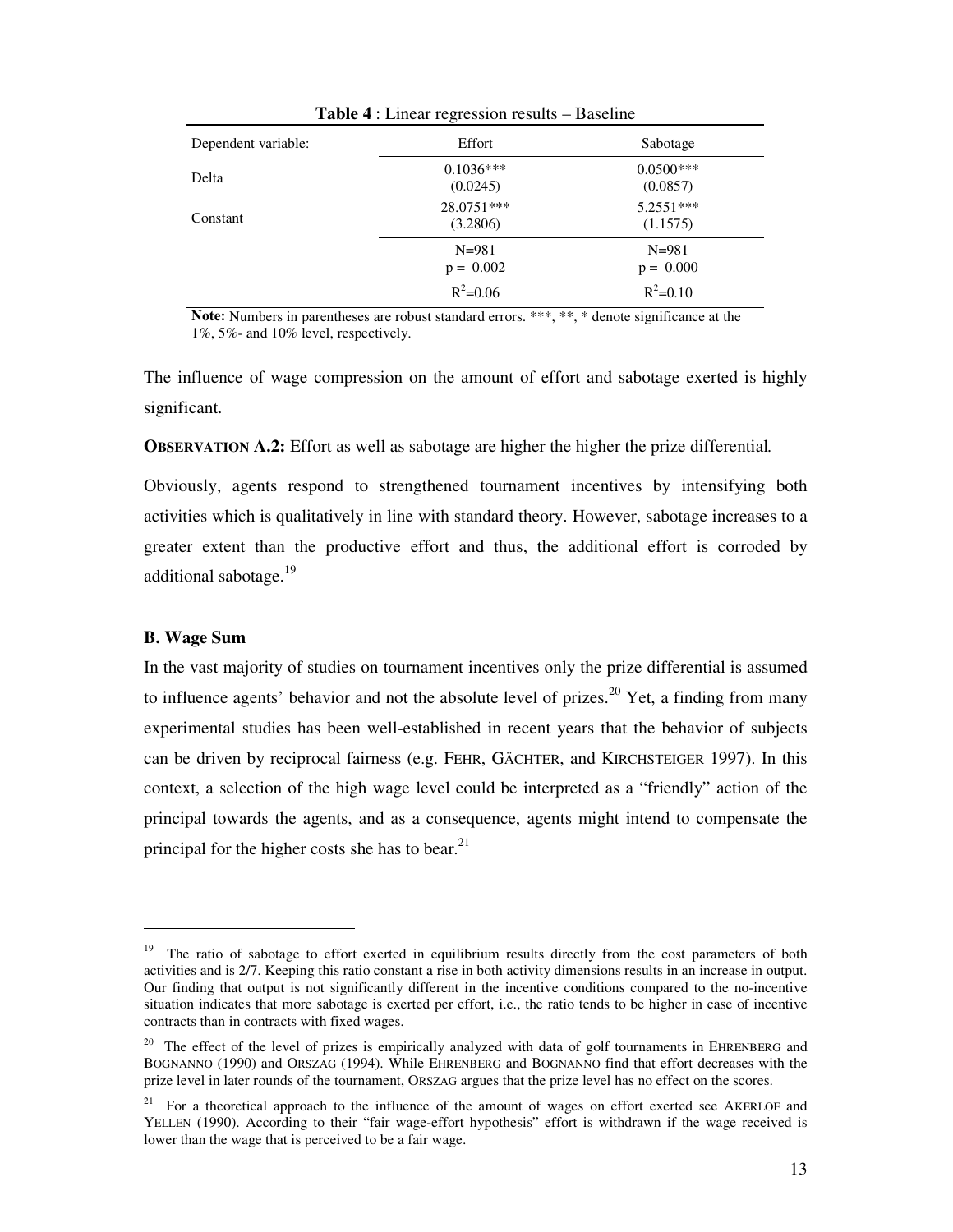**Table 4** : Linear regression results – Baseline

| Dependent variable: | Effort | Sabotage |
|---|---|---|
| Delta | 0.1036***<br>(0.0245) | 0.0500***<br>(0.0857) |
| Constant | 28.0751***<br>(3.2806) | 5.2551***<br>(1.1575) |
| | N=981<br>p = 0.002 | N=981<br>p = 0.000 |
| | $R^2$=0.06 | $R^2$=0.10 |

**Note:** Numbers in parentheses are robust standard errors. ***, **, * denote significance at the 1%, 5%- and 10% level, respectively.

The influence of wage compression on the amount of effort and sabotage exerted is highly significant.

**OBSERVATION A.2:** Effort as well as sabotage are higher the higher the prize differential.

Obviously, agents respond to strengthened tournament incentives by intensifying both activities which is qualitatively in line with standard theory. However, sabotage increases to a greater extent than the productive effort and thus, the additional effort is corroded by additional sabotage.[19]

### B. Wage Sum

In the vast majority of studies on tournament incentives only the prize differential is assumed to influence agents' behavior and not the absolute level of prizes.[20] Yet, a finding from many experimental studies has been well-established in recent years that the behavior of subjects can be driven by reciprocal fairness (e.g. FEHR, GÄCHTER, and KIRCHSTEIGER 1997). In this context, a selection of the high wage level could be interpreted as a "friendly" action of the principal towards the agents, and as a consequence, agents might intend to compensate the principal for the higher costs she has to bear.[21]

---

[19] The ratio of sabotage to effort exerted in equilibrium results directly from the cost parameters of both activities and is 2/7. Keeping this ratio constant a rise in both activity dimensions results in an increase in output. Our finding that output is not significantly different in the incentive conditions compared to the no-incentive situation indicates that more sabotage is exerted per effort, i.e., the ratio tends to be higher in case of incentive contracts than in contracts with fixed wages.

[20] The effect of the level of prizes is empirically analyzed with data of golf tournaments in EHRENBERG and BOGNANNO (1990) and ORSZAG (1994). While EHRENBERG and BOGNANNO find that effort decreases with the prize level in later rounds of the tournament, ORSZAG argues that the prize level has no effect on the scores.

[21] For a theoretical approach to the influence of the amount of wages on effort exerted see AKERLOF and YELLEN (1990). According to their "fair wage-effort hypothesis" effort is withdrawn if the wage received is lower than the wage that is perceived to be a fair wage.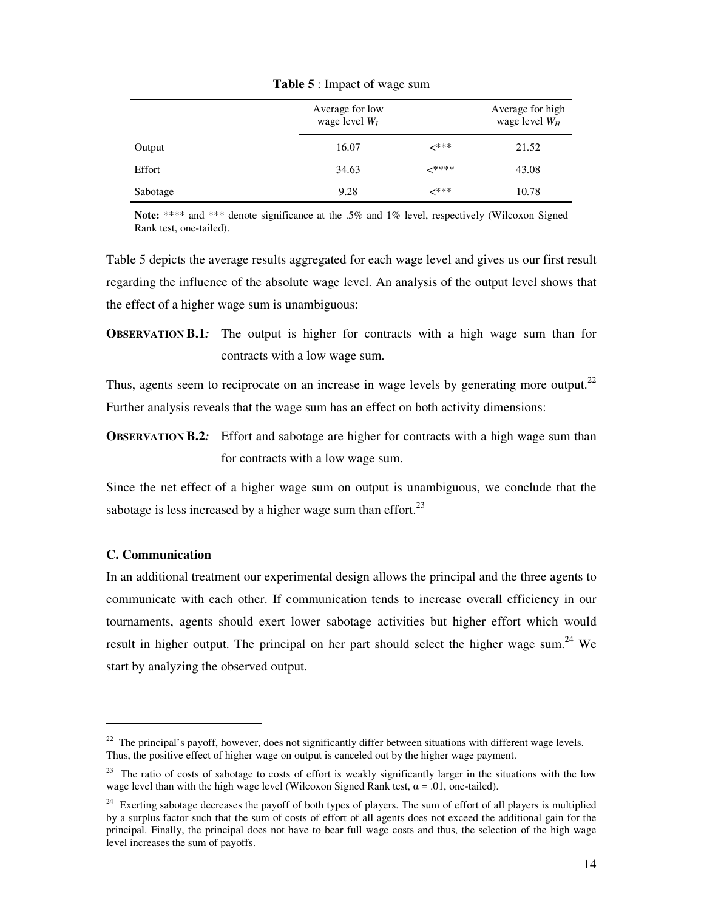**Table 5** : Impact of wage sum

| | Average for low wage level $W_L$ | | Average for high wage level $W_H$ |
|---|---|---|---|
| Output | 16.07 | <*** | 21.52 |
| Effort | 34.63 | <**** | 43.08 |
| Sabotage | 9.28 | <*** | 10.78 |

**Note:** **** and *** denote significance at the .5% and 1% level, respectively (Wilcoxon Signed Rank test, one-tailed).

Table 5 depicts the average results aggregated for each wage level and gives us our first result regarding the influence of the absolute wage level. An analysis of the output level shows that the effect of a higher wage sum is unambiguous:

**OBSERVATION B.1***:* The output is higher for contracts with a high wage sum than for contracts with a low wage sum.

Thus, agents seem to reciprocate on an increase in wage levels by generating more output.[22] Further analysis reveals that the wage sum has an effect on both activity dimensions:

**OBSERVATION B.2***:* Effort and sabotage are higher for contracts with a high wage sum than for contracts with a low wage sum.

Since the net effect of a higher wage sum on output is unambiguous, we conclude that the sabotage is less increased by a higher wage sum than effort.[23]

### C. Communication

In an additional treatment our experimental design allows the principal and the three agents to communicate with each other. If communication tends to increase overall efficiency in our tournaments, agents should exert lower sabotage activities but higher effort which would result in higher output. The principal on her part should select the higher wage sum.[24] We start by analyzing the observed output.

---

[22] The principal's payoff, however, does not significantly differ between situations with different wage levels. Thus, the positive effect of higher wage on output is canceled out by the higher wage payment.

[23] The ratio of costs of sabotage to costs of effort is weakly significantly larger in the situations with the low wage level than with the high wage level (Wilcoxon Signed Rank test, $\alpha = .01$, one-tailed).

[24] Exerting sabotage decreases the payoff of both types of players. The sum of effort of all players is multiplied by a surplus factor such that the sum of costs of effort of all agents does not exceed the additional gain for the principal. Finally, the principal does not have to bear full wage costs and thus, the selection of the high wage level increases the sum of payoffs.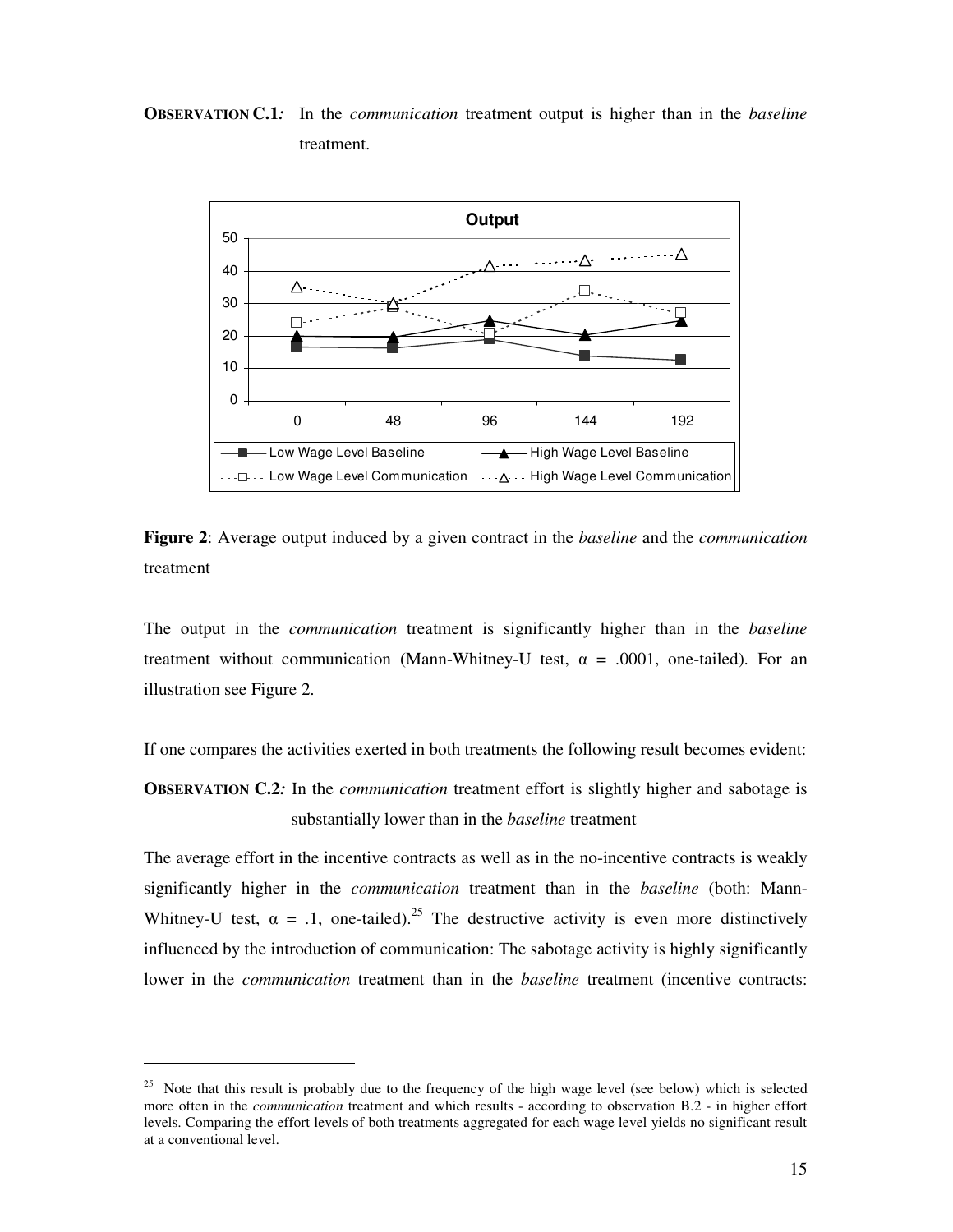**OBSERVATION C.1***:* In the *communication* treatment output is higher than in the *baseline* treatment.

**Figure 2**: Average output induced by a given contract in the *baseline* and the *communication* treatment

The output in the *communication* treatment is significantly higher than in the *baseline* treatment without communication (Mann-Whitney-U test, $\alpha$ = .0001, one-tailed). For an illustration see Figure 2.

If one compares the activities exerted in both treatments the following result becomes evident:

**OBSERVATION C.2***:* In the *communication* treatment effort is slightly higher and sabotage is substantially lower than in the *baseline* treatment

The average effort in the incentive contracts as well as in the no-incentive contracts is weakly significantly higher in the *communication* treatment than in the *baseline* (both: Mann-Whitney-U test, $\alpha$ = .1, one-tailed).[25] The destructive activity is even more distinctively influenced by the introduction of communication: The sabotage activity is highly significantly lower in the *communication* treatment than in the *baseline* treatment (incentive contracts:

---

[25] Note that this result is probably due to the frequency of the high wage level (see below) which is selected more often in the *communication* treatment and which results - according to observation B.2 - in higher effort levels. Comparing the effort levels of both treatments aggregated for each wage level yields no significant result at a conventional level.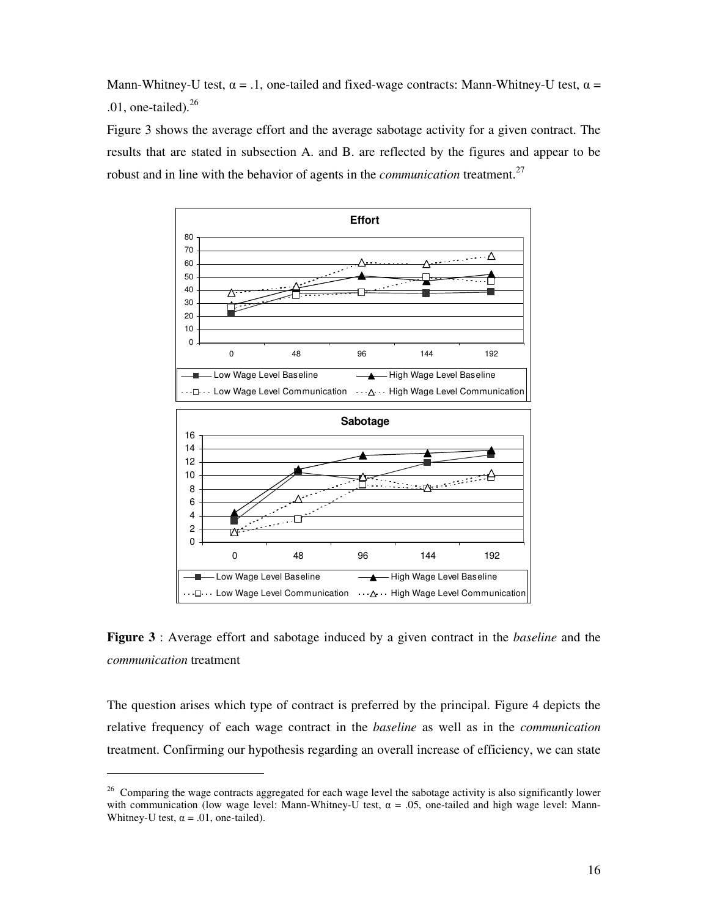Mann-Whitney-U test, $\alpha = .1$, one-tailed and fixed-wage contracts: Mann-Whitney-U test, $\alpha = .01$, one-tailed).[26]

Figure 3 shows the average effort and the average sabotage activity for a given contract. The results that are stated in subsection A. and B. are reflected by the figures and appear to be robust and in line with the behavior of agents in the *communication* treatment.[27]

**Figure 3** : Average effort and sabotage induced by a given contract in the *baseline* and the *communication* treatment

The question arises which type of contract is preferred by the principal. Figure 4 depicts the relative frequency of each wage contract in the *baseline* as well as in the *communication* treatment. Confirming our hypothesis regarding an overall increase of efficiency, we can state

---

[26] Comparing the wage contracts aggregated for each wage level the sabotage activity is also significantly lower with communication (low wage level: Mann-Whitney-U test, $\alpha = .05$, one-tailed and high wage level: Mann-Whitney-U test, $\alpha = .01$, one-tailed).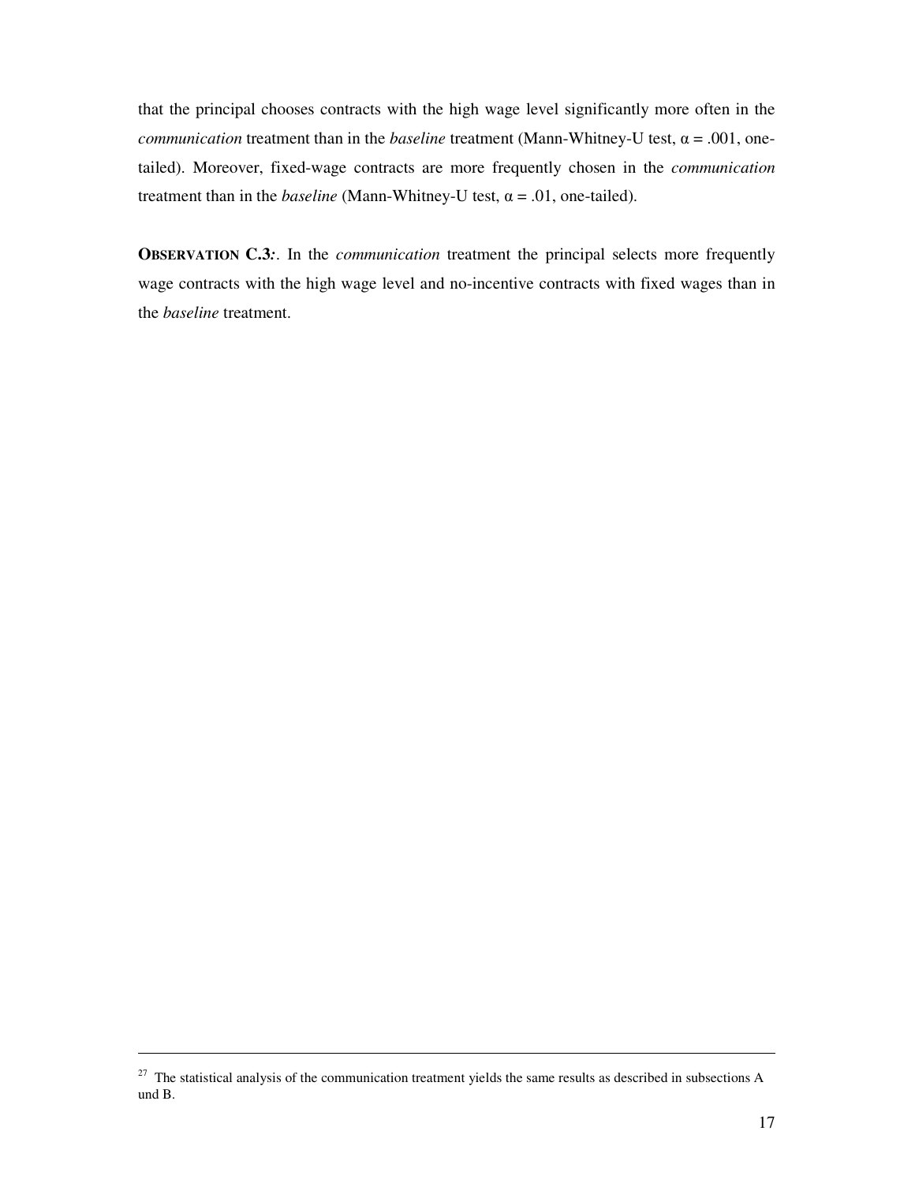that the principal chooses contracts with the high wage level significantly more often in the *communication* treatment than in the *baseline* treatment (Mann-Whitney-U test, $\alpha = .001$, one-tailed). Moreover, fixed-wage contracts are more frequently chosen in the *communication* treatment than in the *baseline* (Mann-Whitney-U test, $\alpha = .01$, one-tailed).

**OBSERVATION C.3***:*. In the *communication* treatment the principal selects more frequently wage contracts with the high wage level and no-incentive contracts with fixed wages than in the *baseline* treatment.

---

[27] The statistical analysis of the communication treatment yields the same results as described in subsections A und B.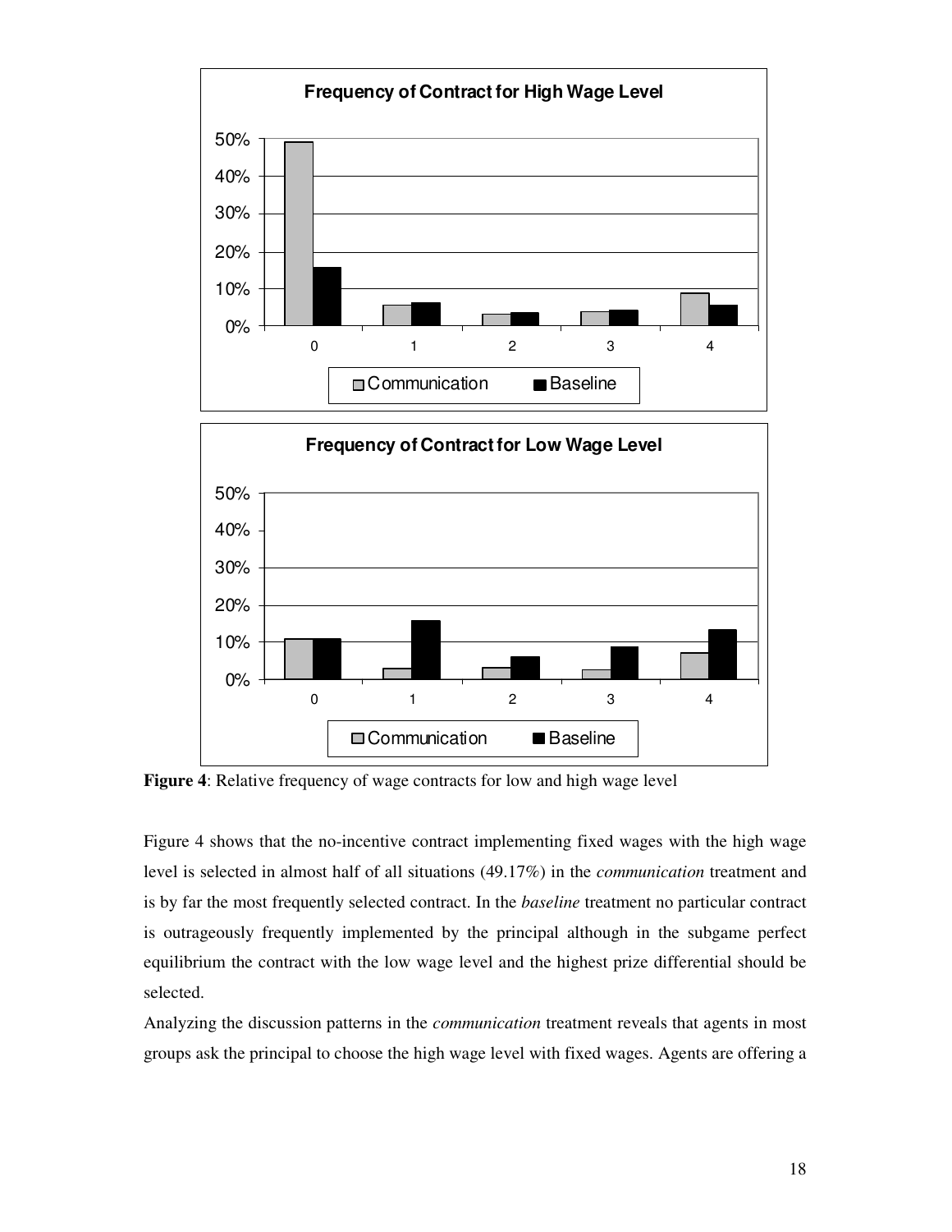**Figure 4**: Relative frequency of wage contracts for low and high wage level

Figure 4 shows that the no-incentive contract implementing fixed wages with the high wage level is selected in almost half of all situations (49.17%) in the *communication* treatment and is by far the most frequently selected contract. In the *baseline* treatment no particular contract is outrageously frequently implemented by the principal although in the subgame perfect equilibrium the contract with the low wage level and the highest prize differential should be selected.

Analyzing the discussion patterns in the *communication* treatment reveals that agents in most groups ask the principal to choose the high wage level with fixed wages. Agents are offering a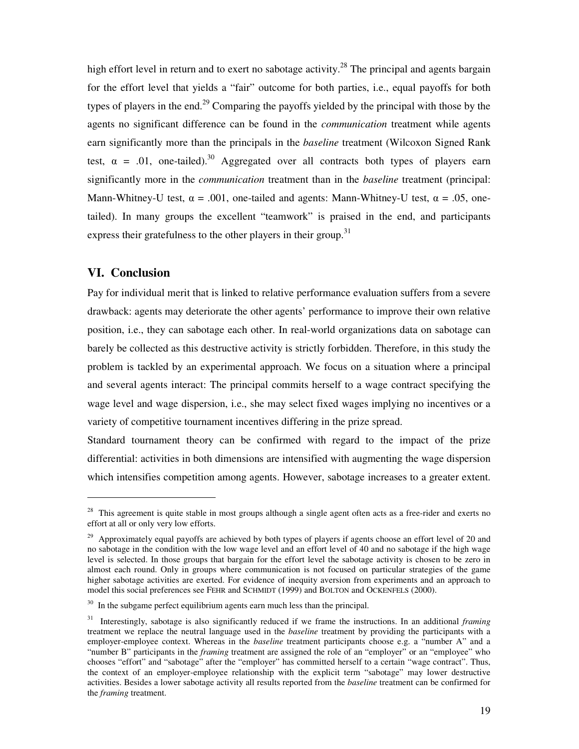high effort level in return and to exert no sabotage activity.[28] The principal and agents bargain for the effort level that yields a "fair" outcome for both parties, i.e., equal payoffs for both types of players in the end.[29] Comparing the payoffs yielded by the principal with those by the agents no significant difference can be found in the *communication* treatment while agents earn significantly more than the principals in the *baseline* treatment (Wilcoxon Signed Rank test, $\alpha = .01$, one-tailed).[30] Aggregated over all contracts both types of players earn significantly more in the *communication* treatment than in the *baseline* treatment (principal: Mann-Whitney-U test, $\alpha = .001$, one-tailed and agents: Mann-Whitney-U test, $\alpha = .05$, one-tailed). In many groups the excellent "teamwork" is praised in the end, and participants express their gratefulness to the other players in their group.[31]

## VI. Conclusion

Pay for individual merit that is linked to relative performance evaluation suffers from a severe drawback: agents may deteriorate the other agents' performance to improve their own relative position, i.e., they can sabotage each other. In real-world organizations data on sabotage can barely be collected as this destructive activity is strictly forbidden. Therefore, in this study the problem is tackled by an experimental approach. We focus on a situation where a principal and several agents interact: The principal commits herself to a wage contract specifying the wage level and wage dispersion, i.e., she may select fixed wages implying no incentives or a variety of competitive tournament incentives differing in the prize spread.

Standard tournament theory can be confirmed with regard to the impact of the prize differential: activities in both dimensions are intensified with augmenting the wage dispersion which intensifies competition among agents. However, sabotage increases to a greater extent.

---

[28] This agreement is quite stable in most groups although a single agent often acts as a free-rider and exerts no effort at all or only very low efforts.

[29] Approximately equal payoffs are achieved by both types of players if agents choose an effort level of 20 and no sabotage in the condition with the low wage level and an effort level of 40 and no sabotage if the high wage level is selected. In those groups that bargain for the effort level the sabotage activity is chosen to be zero in almost each round. Only in groups where communication is not focused on particular strategies of the game higher sabotage activities are exerted. For evidence of inequity aversion from experiments and an approach to model this social preferences see FEHR and SCHMIDT (1999) and BOLTON and OCKENFELS (2000).

[30] In the subgame perfect equilibrium agents earn much less than the principal.

[31] Interestingly, sabotage is also significantly reduced if we frame the instructions. In an additional *framing* treatment we replace the neutral language used in the *baseline* treatment by providing the participants with a employer-employee context. Whereas in the *baseline* treatment participants choose e.g. a "number A" and a "number B" participants in the *framing* treatment are assigned the role of an "employer" or an "employee" who chooses "effort" and "sabotage" after the "employer" has committed herself to a certain "wage contract". Thus, the context of an employer-employee relationship with the explicit term "sabotage" may lower destructive activities. Besides a lower sabotage activity all results reported from the *baseline* treatment can be confirmed for the *framing* treatment.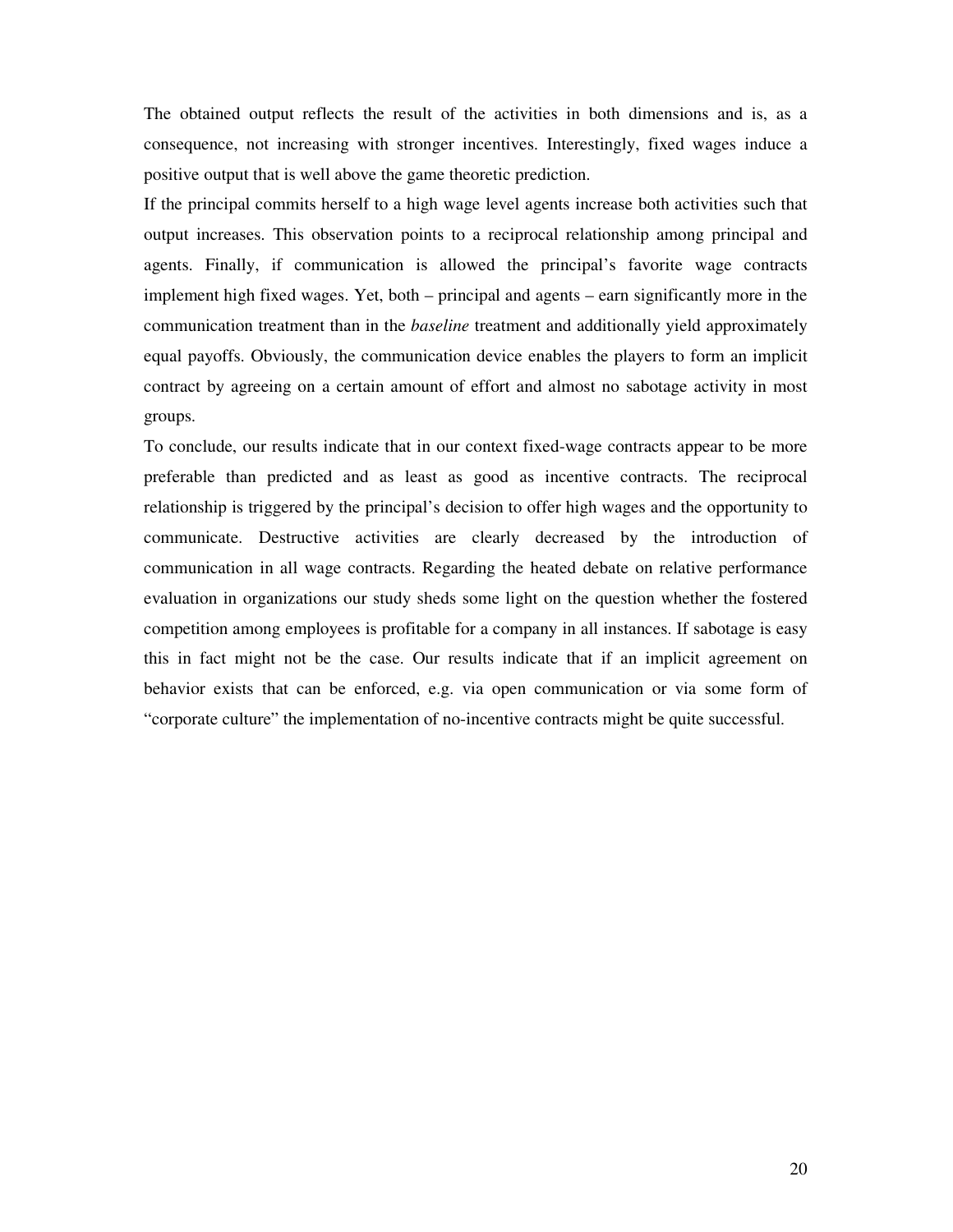The obtained output reflects the result of the activities in both dimensions and is, as a consequence, not increasing with stronger incentives. Interestingly, fixed wages induce a positive output that is well above the game theoretic prediction.

If the principal commits herself to a high wage level agents increase both activities such that output increases. This observation points to a reciprocal relationship among principal and agents. Finally, if communication is allowed the principal's favorite wage contracts implement high fixed wages. Yet, both – principal and agents – earn significantly more in the communication treatment than in the *baseline* treatment and additionally yield approximately equal payoffs. Obviously, the communication device enables the players to form an implicit contract by agreeing on a certain amount of effort and almost no sabotage activity in most groups.

To conclude, our results indicate that in our context fixed-wage contracts appear to be more preferable than predicted and as least as good as incentive contracts. The reciprocal relationship is triggered by the principal's decision to offer high wages and the opportunity to communicate. Destructive activities are clearly decreased by the introduction of communication in all wage contracts. Regarding the heated debate on relative performance evaluation in organizations our study sheds some light on the question whether the fostered competition among employees is profitable for a company in all instances. If sabotage is easy this in fact might not be the case. Our results indicate that if an implicit agreement on behavior exists that can be enforced, e.g. via open communication or via some form of "corporate culture" the implementation of no-incentive contracts might be quite successful.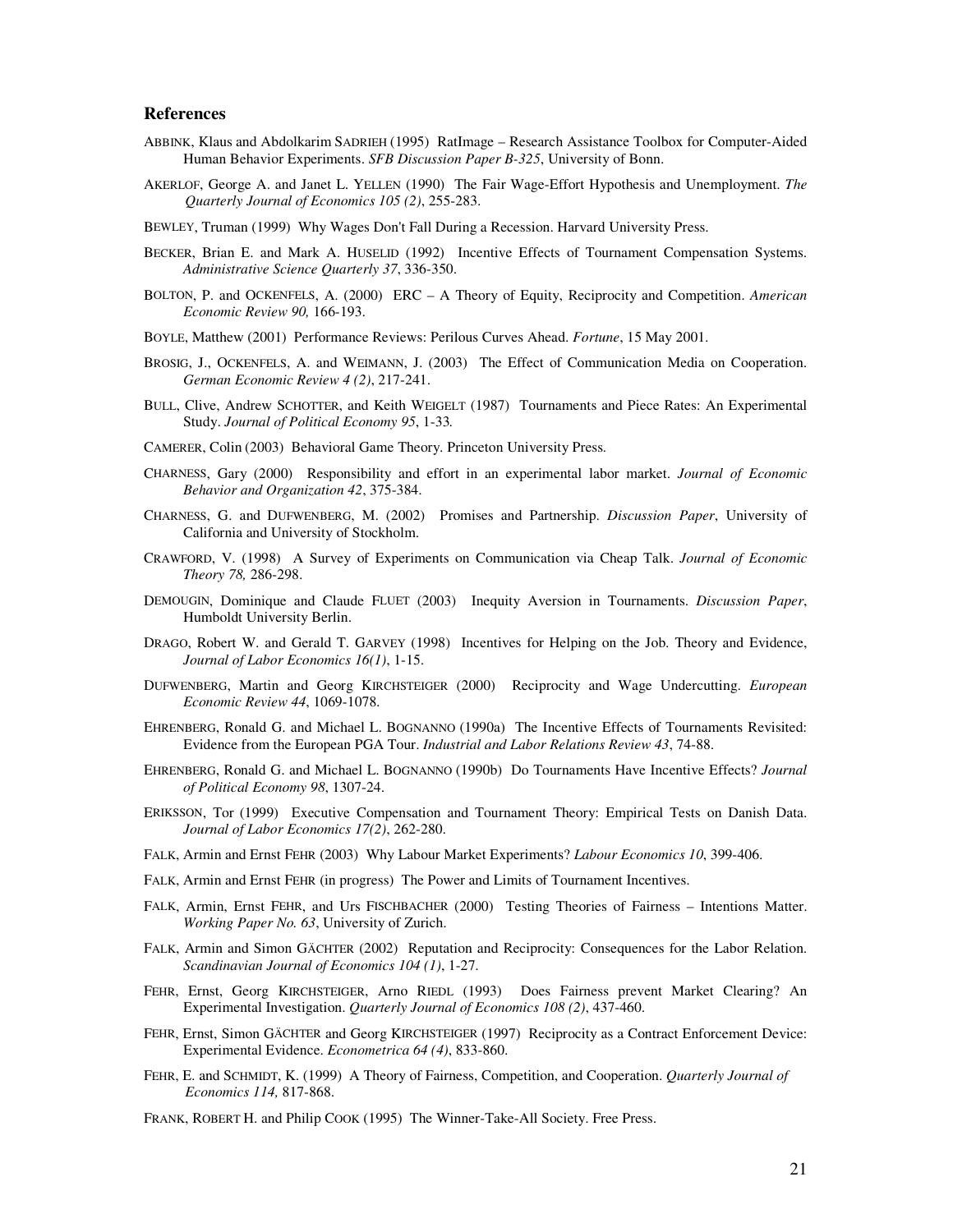## References

ABBINK, Klaus and Abdolkarim SADRIEH (1995) RatImage – Research Assistance Toolbox for Computer-Aided Human Behavior Experiments. *SFB Discussion Paper B-325*, University of Bonn.

AKERLOF, George A. and Janet L. YELLEN (1990) The Fair Wage-Effort Hypothesis and Unemployment. *The Quarterly Journal of Economics 105 (2)*, 255-283.

BEWLEY, Truman (1999) Why Wages Don't Fall During a Recession. Harvard University Press.

BECKER, Brian E. and Mark A. HUSELID (1992) Incentive Effects of Tournament Compensation Systems. *Administrative Science Quarterly 37*, 336-350.

BOLTON, P. and OCKENFELS, A. (2000) ERC – A Theory of Equity, Reciprocity and Competition. *American Economic Review 90,* 166-193.

BOYLE, Matthew (2001) Performance Reviews: Perilous Curves Ahead. *Fortune*, 15 May 2001.

BROSIG, J., OCKENFELS, A. and WEIMANN, J. (2003) The Effect of Communication Media on Cooperation. *German Economic Review 4 (2)*, 217-241.

BULL, Clive, Andrew SCHOTTER, and Keith WEIGELT (1987) Tournaments and Piece Rates: An Experimental Study. *Journal of Political Economy 95*, 1-33.

CAMERER, Colin (2003) Behavioral Game Theory. Princeton University Press.

CHARNESS, Gary (2000) Responsibility and effort in an experimental labor market. *Journal of Economic Behavior and Organization 42*, 375-384.

CHARNESS, G. and DUFWENBERG, M. (2002) Promises and Partnership. *Discussion Paper*, University of California and University of Stockholm.

CRAWFORD, V. (1998) A Survey of Experiments on Communication via Cheap Talk. *Journal of Economic Theory 78,* 286-298.

DEMOUGIN, Dominique and Claude FLUET (2003) Inequity Aversion in Tournaments. *Discussion Paper*, Humboldt University Berlin.

DRAGO, Robert W. and Gerald T. GARVEY (1998) Incentives for Helping on the Job. Theory and Evidence, *Journal of Labor Economics 16(1)*, 1-15.

DUFWENBERG, Martin and Georg KIRCHSTEIGER (2000) Reciprocity and Wage Undercutting. *European Economic Review 44*, 1069-1078.

EHRENBERG, Ronald G. and Michael L. BOGNANNO (1990a) The Incentive Effects of Tournaments Revisited: Evidence from the European PGA Tour. *Industrial and Labor Relations Review 43*, 74-88.

EHRENBERG, Ronald G. and Michael L. BOGNANNO (1990b) Do Tournaments Have Incentive Effects? *Journal of Political Economy 98*, 1307-24.

ERIKSSON, Tor (1999) Executive Compensation and Tournament Theory: Empirical Tests on Danish Data. *Journal of Labor Economics 17(2)*, 262-280.

FALK, Armin and Ernst FEHR (2003) Why Labour Market Experiments? *Labour Economics 10*, 399-406.

FALK, Armin and Ernst FEHR (in progress) The Power and Limits of Tournament Incentives.

FALK, Armin, Ernst FEHR, and Urs FISCHBACHER (2000) Testing Theories of Fairness – Intentions Matter. *Working Paper No. 63*, University of Zurich.

FALK, Armin and Simon GÄCHTER (2002) Reputation and Reciprocity: Consequences for the Labor Relation. *Scandinavian Journal of Economics 104 (1)*, 1-27.

FEHR, Ernst, Georg KIRCHSTEIGER, Arno RIEDL (1993) Does Fairness prevent Market Clearing? An Experimental Investigation. *Quarterly Journal of Economics 108 (2)*, 437-460.

FEHR, Ernst, Simon GÄCHTER and Georg KIRCHSTEIGER (1997) Reciprocity as a Contract Enforcement Device: Experimental Evidence. *Econometrica 64 (4)*, 833-860.

FEHR, E. and SCHMIDT, K. (1999) A Theory of Fairness, Competition, and Cooperation. *Quarterly Journal of Economics 114,* 817-868.

FRANK, ROBERT H. and Philip COOK (1995) The Winner-Take-All Society. Free Press.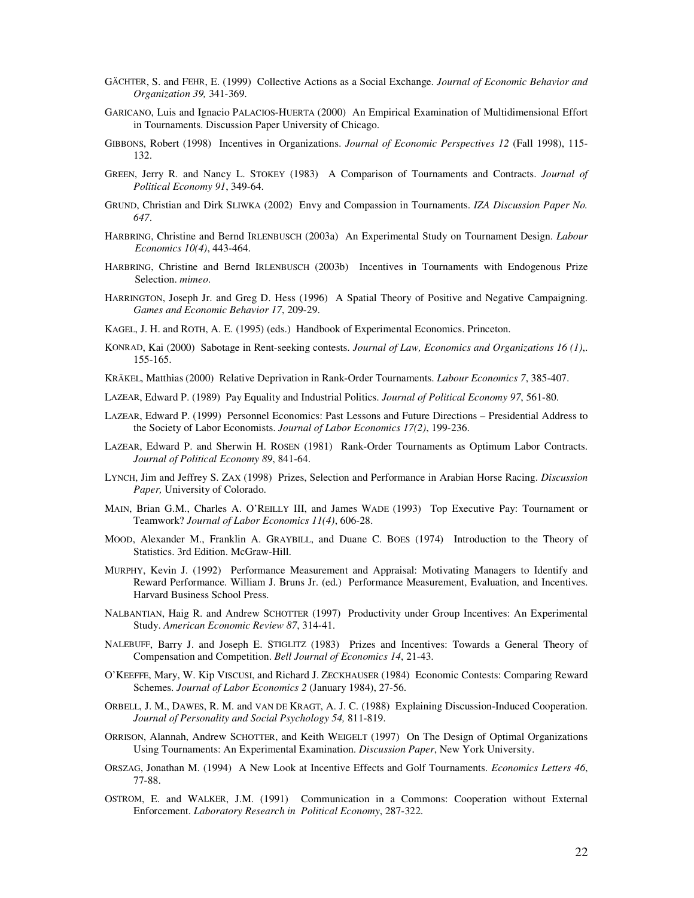GÄCHTER, S. and FEHR, E. (1999) Collective Actions as a Social Exchange. *Journal of Economic Behavior and Organization 39,* 341-369.

GARICANO, Luis and Ignacio PALACIOS-HUERTA (2000) An Empirical Examination of Multidimensional Effort in Tournaments. Discussion Paper University of Chicago.

GIBBONS, Robert (1998) Incentives in Organizations. *Journal of Economic Perspectives 12* (Fall 1998), 115-132.

GREEN, Jerry R. and Nancy L. STOKEY (1983) A Comparison of Tournaments and Contracts. *Journal of Political Economy 91*, 349-64.

GRUND, Christian and Dirk SLIWKA (2002) Envy and Compassion in Tournaments. *IZA Discussion Paper No. 647*.

HARBRING, Christine and Bernd IRLENBUSCH (2003a) An Experimental Study on Tournament Design. *Labour Economics 10(4)*, 443-464.

HARBRING, Christine and Bernd IRLENBUSCH (2003b) Incentives in Tournaments with Endogenous Prize Selection. *mimeo*.

HARRINGTON, Joseph Jr. and Greg D. HESS (1996) A Spatial Theory of Positive and Negative Campaigning. *Games and Economic Behavior 17*, 209-29.

KAGEL, J. H. and ROTH, A. E. (1995) (eds.) Handbook of Experimental Economics. Princeton.

KONRAD, Kai (2000) Sabotage in Rent-seeking contests. *Journal of Law, Economics and Organizations 16 (1)*,. 155-165.

KRÄKEL, Matthias (2000) Relative Deprivation in Rank-Order Tournaments. *Labour Economics 7*, 385-407.

LAZEAR, Edward P. (1989) Pay Equality and Industrial Politics. *Journal of Political Economy 97*, 561-80.

LAZEAR, Edward P. (1999) Personnel Economics: Past Lessons and Future Directions – Presidential Address to the Society of Labor Economists. *Journal of Labor Economics 17(2)*, 199-236.

LAZEAR, Edward P. and Sherwin H. ROSEN (1981) Rank-Order Tournaments as Optimum Labor Contracts. *Journal of Political Economy 89*, 841-64.

LYNCH, Jim and Jeffrey S. ZAX (1998) Prizes, Selection and Performance in Arabian Horse Racing. *Discussion Paper,* University of Colorado.

MAIN, Brian G.M., Charles A. O'REILLY III, and James WADE (1993) Top Executive Pay: Tournament or Teamwork? *Journal of Labor Economics 11(4)*, 606-28.

MOOD, Alexander M., Franklin A. GRAYBILL, and Duane C. BOES (1974) Introduction to the Theory of Statistics. 3rd Edition. McGraw-Hill.

MURPHY, Kevin J. (1992) Performance Measurement and Appraisal: Motivating Managers to Identify and Reward Performance. William J. Bruns Jr. (ed.) Performance Measurement, Evaluation, and Incentives. Harvard Business School Press.

NALBANTIAN, Haig R. and Andrew SCHOTTER (1997) Productivity under Group Incentives: An Experimental Study. *American Economic Review 87*, 314-41.

NALEBUFF, Barry J. and Joseph E. STIGLITZ (1983) Prizes and Incentives: Towards a General Theory of Compensation and Competition. *Bell Journal of Economics 14*, 21-43.

O'KEEFFE, Mary, W. Kip VISCUSI, and Richard J. ZECKHAUSER (1984) Economic Contests: Comparing Reward Schemes. *Journal of Labor Economics 2* (January 1984), 27-56.

ORBELL, J. M., DAWES, R. M. and VAN DE KRAGT, A. J. C. (1988) Explaining Discussion-Induced Cooperation. *Journal of Personality and Social Psychology 54,* 811-819.

ORRISON, Alannah, Andrew SCHOTTER, and Keith WEIGELT (1997) On The Design of Optimal Organizations Using Tournaments: An Experimental Examination. *Discussion Paper*, New York University.

ORSZAG, Jonathan M. (1994) A New Look at Incentive Effects and Golf Tournaments. *Economics Letters 46*, 77-88.

OSTROM, E. and WALKER, J.M. (1991) Communication in a Commons: Cooperation without External Enforcement. *Laboratory Research in Political Economy*, 287-322.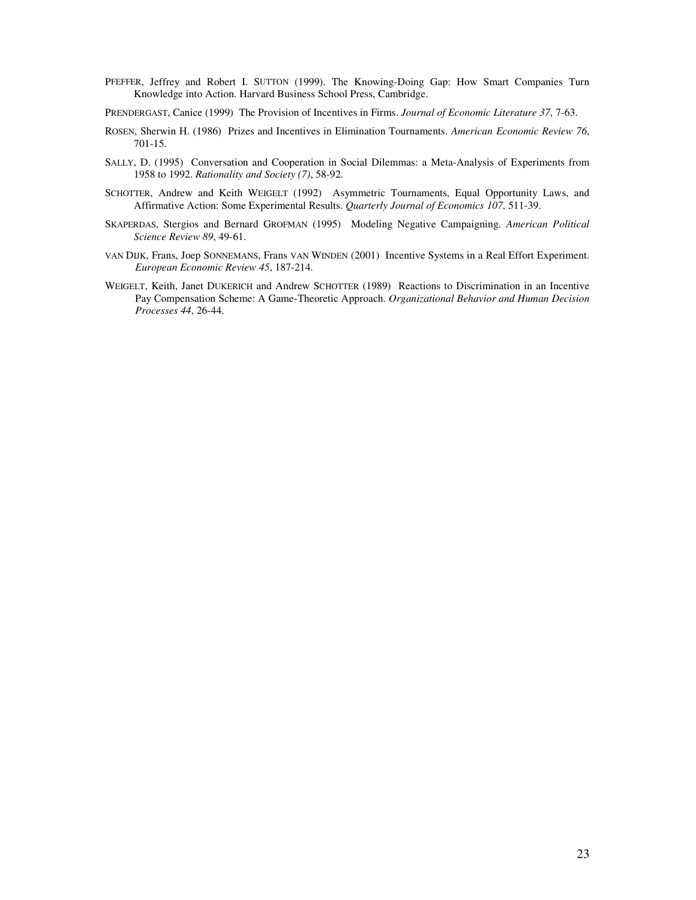PFEFFER, Jeffrey and Robert I. SUTTON (1999). The Knowing-Doing Gap: How Smart Companies Turn Knowledge into Action. Harvard Business School Press, Cambridge.

PRENDERGAST, Canice (1999) The Provision of Incentives in Firms. *Journal of Economic Literature 37*, 7-63.

ROSEN, Sherwin H. (1986) Prizes and Incentives in Elimination Tournaments. *American Economic Review 76*, 701-15.

SALLY, D. (1995) Conversation and Cooperation in Social Dilemmas: a Meta-Analysis of Experiments from 1958 to 1992. *Rationality and Society (7)*, 58-92.

SCHOTTER, Andrew and Keith WEIGELT (1992) Asymmetric Tournaments, Equal Opportunity Laws, and Affirmative Action: Some Experimental Results. *Quarterly Journal of Economics 107*, 511-39.

SKAPERDAS, Stergios and Bernard GROFMAN (1995) Modeling Negative Campaigning. *American Political Science Review 89*, 49-61.

VAN DIJK, Frans, Joep SONNEMANS, Frans VAN WINDEN (2001) Incentive Systems in a Real Effort Experiment. *European Economic Review 45*, 187-214.

WEIGELT, Keith, Janet DUKERICH and Andrew SCHOTTER (1989) Reactions to Discrimination in an Incentive Pay Compensation Scheme: A Game-Theoretic Approach. *Organizational Behavior and Human Decision Processes 44*, 26-44.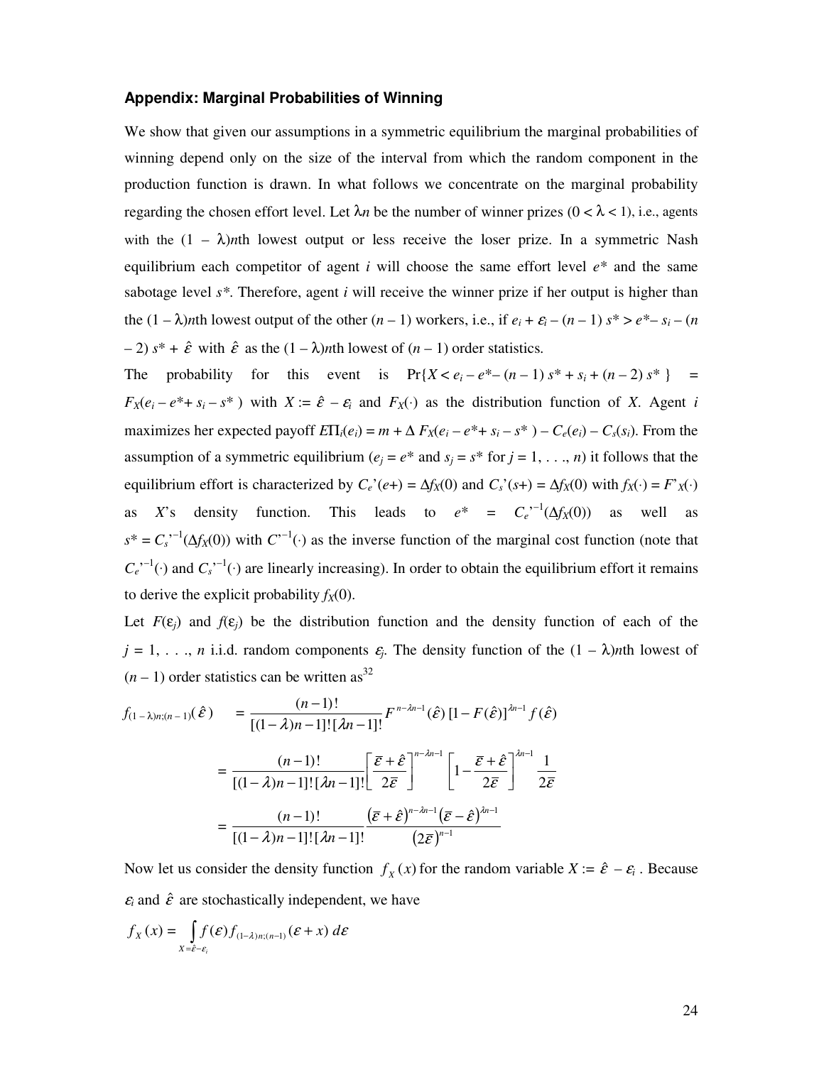### Appendix: Marginal Probabilities of Winning

We show that given our assumptions in a symmetric equilibrium the marginal probabilities of winning depend only on the size of the interval from which the random component in the production function is drawn. In what follows we concentrate on the marginal probability regarding the chosen effort level. Let $\lambda n$ be the number of winner prizes ($0 < \lambda < 1$), i.e., agents with the $(1 - \lambda)n$th lowest output or less receive the loser prize. In a symmetric Nash equilibrium each competitor of agent $i$ will choose the same effort level $e^*$ and the same sabotage level $s^*$. Therefore, agent $i$ will receive the winner prize if her output is higher than the $(1 - \lambda)n$th lowest output of the other $(n - 1)$ workers, i.e., if $e_i + \varepsilon_i - (n - 1)\, s^* > e^* - s_i - (n - 2)\, s^* + \hat{\varepsilon}$ with $\hat{\varepsilon}$ as the $(1 - \lambda)n$th lowest of $(n - 1)$ order statistics.

The probability for this event is $\Pr\{X < e_i - e^* - (n - 1)\, s^* + s_i + (n - 2)\, s^*\} = F_X(e_i - e^* + s_i - s^*)$ with $X := \hat{\varepsilon} - \varepsilon_i$ and $F_X(\cdot)$ as the distribution function of $X$. Agent $i$ maximizes her expected payoff $E\Pi_i(e_i) = m + \Delta\, F_X(e_i - e^* + s_i - s^*) - C_e(e_i) - C_s(s_i)$. From the assumption of a symmetric equilibrium ($e_j = e^*$ and $s_j = s^*$ for $j = 1, \ldots, n$) it follows that the equilibrium effort is characterized by $C_e'(e+) = \Delta f_X(0)$ and $C_s'(s+) = \Delta f_X(0)$ with $f_X(\cdot) = F'_X(\cdot)$ as $X$'s density function. This leads to $e^* = C_e'^{-1}(\Delta f_X(0))$ as well as $s^* = C_s'^{-1}(\Delta f_X(0))$ with $C'^{-1}(\cdot)$ as the inverse function of the marginal cost function (note that $C_e'^{-1}(\cdot)$ and $C_s'^{-1}(\cdot)$ are linearly increasing). In order to obtain the equilibrium effort it remains to derive the explicit probability $f_X(0)$.

Let $F(\varepsilon_j)$ and $f(\varepsilon_j)$ be the distribution function and the density function of each of the $j = 1, \ldots, n$ i.i.d. random components $\varepsilon_j$. The density function of the $(1 - \lambda)n$th lowest of $(n - 1)$ order statistics can be written as[32]

$$
\begin{aligned}
f_{(1-\lambda)n;(n-1)}(\hat{\varepsilon}) &= \frac{(n-1)!}{[(1-\lambda)n-1]!\,[\lambda n-1]!} F^{\,n-\lambda n-1}(\hat{\varepsilon})\,[1-F(\hat{\varepsilon})]^{\lambda n-1} f(\hat{\varepsilon}) \\
&= \frac{(n-1)!}{[(1-\lambda)n-1]!\,[\lambda n-1]!} \left[\frac{\bar{\varepsilon}+\hat{\varepsilon}}{2\bar{\varepsilon}}\right]^{n-\lambda n-1} \left[1-\frac{\bar{\varepsilon}+\hat{\varepsilon}}{2\bar{\varepsilon}}\right]^{\lambda n-1} \frac{1}{2\bar{\varepsilon}} \\
&= \frac{(n-1)!}{[(1-\lambda)n-1]!\,[\lambda n-1]!} \frac{\left(\bar{\varepsilon}+\hat{\varepsilon}\right)^{n-\lambda n-1}\left(\bar{\varepsilon}-\hat{\varepsilon}\right)^{\lambda n-1}}{\left(2\bar{\varepsilon}\right)^{n-1}}
\end{aligned}
$$

Now let us consider the density function $f_X(x)$ for the random variable $X := \hat{\varepsilon} - \varepsilon_i$. Because $\varepsilon_i$ and $\hat{\varepsilon}$ are stochastically independent, we have

$$
f_X(x) = \int_{X=\hat{\varepsilon}-\varepsilon_i} f(\varepsilon) f_{(1-\lambda)n;(n-1)}(\varepsilon + x)\, d\varepsilon
$$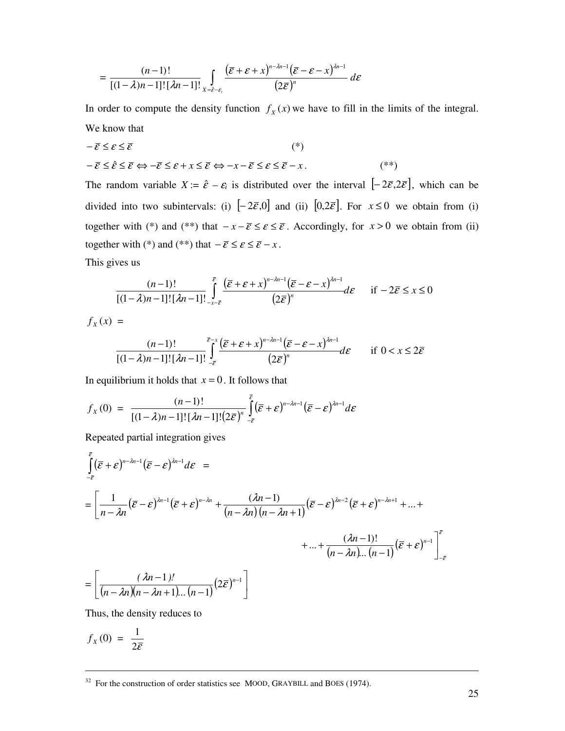$$= \frac{(n-1)!}{[(1-\lambda)n-1]![\lambda n-1]!} \int_{X=\hat{\varepsilon}-\varepsilon_i} \frac{(\bar{\varepsilon}+\varepsilon+x)^{n-\lambda n-1}(\bar{\varepsilon}-\varepsilon-x)^{\lambda n-1}}{(2\bar{\varepsilon})^n} d\varepsilon$$

In order to compute the density function $f_X(x)$ we have to fill in the limits of the integral. We know that

$$-\bar{\varepsilon} \leq \varepsilon \leq \bar{\varepsilon} \qquad (*)$$

$$-\bar{\varepsilon} \leq \hat{\varepsilon} \leq \bar{\varepsilon} \Leftrightarrow -\bar{\varepsilon} \leq \varepsilon + x \leq \bar{\varepsilon} \Leftrightarrow -x-\bar{\varepsilon} \leq \varepsilon \leq \bar{\varepsilon} - x. \qquad (**)$$

The random variable $X := \hat{\varepsilon} - \varepsilon_i$ is distributed over the interval $[-2\bar{\varepsilon}, 2\bar{\varepsilon}]$, which can be divided into two subintervals: (i) $[-2\bar{\varepsilon}, 0]$ and (ii) $[0, 2\bar{\varepsilon}]$. For $x \leq 0$ we obtain from (i) together with (\*) and (\*\*) that $-x-\bar{\varepsilon} \leq \varepsilon \leq \bar{\varepsilon}$. Accordingly, for $x > 0$ we obtain from (ii) together with (\*) and (\*\*) that $-\bar{\varepsilon} \leq \varepsilon \leq \bar{\varepsilon} - x$.

This gives us

$$f_X(x) = \begin{cases} \dfrac{(n-1)!}{[(1-\lambda)n-1]![\lambda n-1]!} \displaystyle\int_{-x-\bar{\varepsilon}}^{\bar{\varepsilon}} \frac{(\bar{\varepsilon}+\varepsilon+x)^{n-\lambda n-1}(\bar{\varepsilon}-\varepsilon-x)^{\lambda n-1}}{(2\bar{\varepsilon})^n} d\varepsilon & \text{if } -2\bar{\varepsilon} \leq x \leq 0 \\[2ex] \dfrac{(n-1)!}{[(1-\lambda)n-1]![\lambda n-1]!} \displaystyle\int_{-\bar{\varepsilon}}^{\bar{\varepsilon}-x} \frac{(\bar{\varepsilon}+\varepsilon+x)^{n-\lambda n-1}(\bar{\varepsilon}-\varepsilon-x)^{\lambda n-1}}{(2\bar{\varepsilon})^n} d\varepsilon & \text{if } 0 < x \leq 2\bar{\varepsilon} \end{cases}$$

In equilibrium it holds that $x = 0$. It follows that

$$f_X(0) = \frac{(n-1)!}{[(1-\lambda)n-1]![\lambda n-1]!(2\bar{\varepsilon})^n} \int_{-\bar{\varepsilon}}^{\bar{\varepsilon}} (\bar{\varepsilon}+\varepsilon)^{n-\lambda n-1}(\bar{\varepsilon}-\varepsilon)^{\lambda n-1} d\varepsilon$$

Repeated partial integration gives

$$\int_{-\bar{\varepsilon}}^{\bar{\varepsilon}} (\bar{\varepsilon}+\varepsilon)^{n-\lambda n-1}(\bar{\varepsilon}-\varepsilon)^{\lambda n-1} d\varepsilon =$$

$$= \left[ \frac{1}{n-\lambda n}(\bar{\varepsilon}-\varepsilon)^{\lambda n-1}(\bar{\varepsilon}+\varepsilon)^{n-\lambda n} + \frac{(\lambda n-1)}{(n-\lambda n)(n-\lambda n+1)}(\bar{\varepsilon}-\varepsilon)^{\lambda n-2}(\bar{\varepsilon}+\varepsilon)^{n-\lambda n+1} + \ldots + \right.$$

$$\left. + \ldots + \frac{(\lambda n-1)!}{(n-\lambda n)\ldots(n-1)}(\bar{\varepsilon}+\varepsilon)^{n-1} \right]_{-\bar{\varepsilon}}^{\bar{\varepsilon}}$$

$$= \left[ \frac{(\lambda n-1)!}{(n-\lambda n)(n-\lambda n+1)\ldots(n-1)}(2\bar{\varepsilon})^{n-1} \right]$$

Thus, the density reduces to

$$f_X(0) = \frac{1}{2\bar{\varepsilon}}$$

---

[32] For the construction of order statistics see MOOD, GRAYBILL and BOES (1974).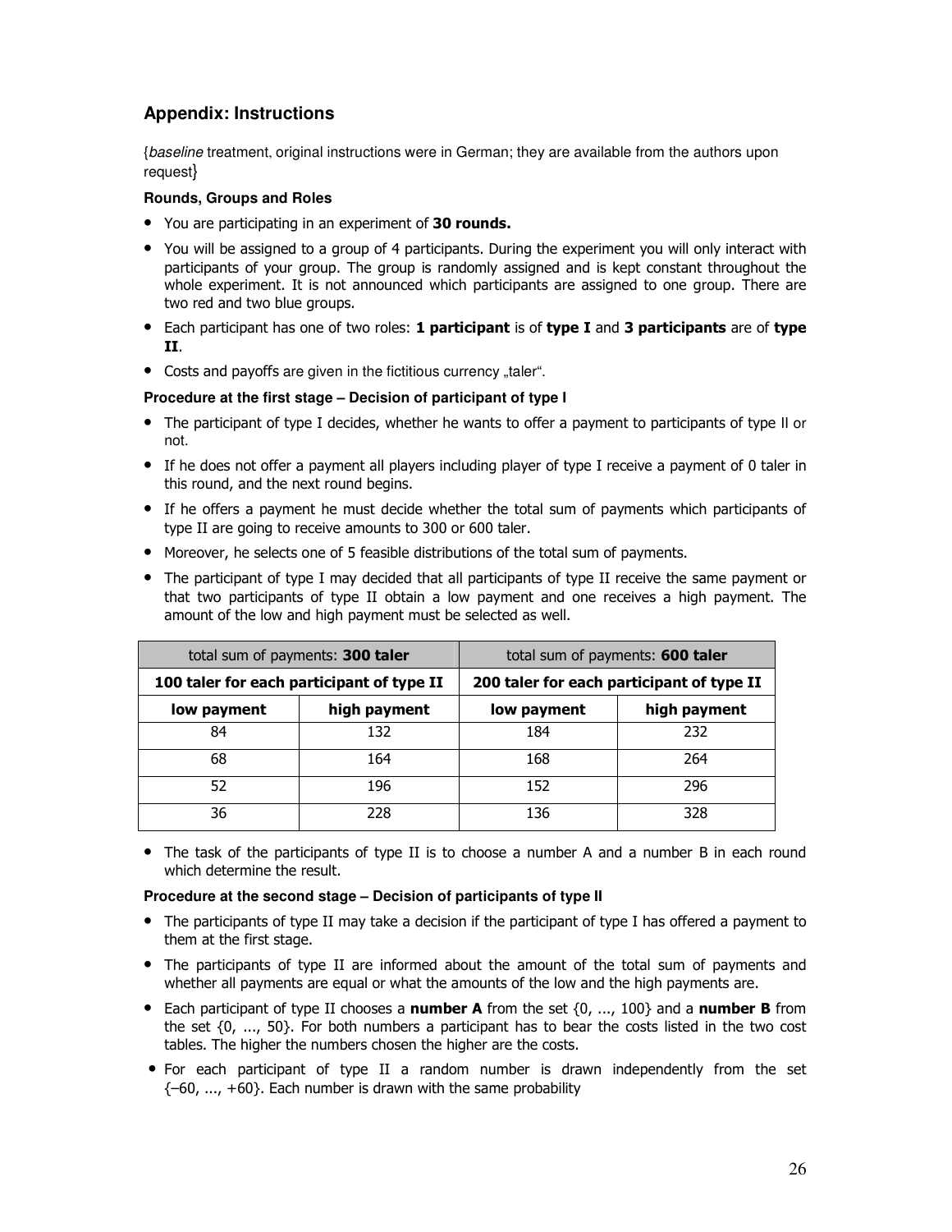## Appendix: Instructions

{*baseline* treatment, original instructions were in German; they are available from the authors upon request}

**Rounds, Groups and Roles**

- You are participating in an experiment of **30 rounds.**
- You will be assigned to a group of 4 participants. During the experiment you will only interact with participants of your group. The group is randomly assigned and is kept constant throughout the whole experiment. It is not announced which participants are assigned to one group. There are two red and two blue groups.
- Each participant has one of two roles: **1 participant** is of **type I** and **3 participants** are of **type II**.
- Costs and payoffs are given in the fictitious currency „taler".

**Procedure at the first stage – Decision of participant of type I**

- The participant of type I decides, whether he wants to offer a payment to participants of type II or not.
- If he does not offer a payment all players including player of type I receive a payment of 0 taler in this round, and the next round begins.
- If he offers a payment he must decide whether the total sum of payments which participants of type II are going to receive amounts to 300 or 600 taler.
- Moreover, he selects one of 5 feasible distributions of the total sum of payments.
- The participant of type I may decided that all participants of type II receive the same payment or that two participants of type II obtain a low payment and one receives a high payment. The amount of the low and high payment must be selected as well.

| total sum of payments: **300 taler** | | total sum of payments: **600 taler** | |
|---|---|---|---|
| **100 taler for each participant of type II** | | **200 taler for each participant of type II** | |
| **low payment** | **high payment** | **low payment** | **high payment** |
| 84 | 132 | 184 | 232 |
| 68 | 164 | 168 | 264 |
| 52 | 196 | 152 | 296 |
| 36 | 228 | 136 | 328 |

- The task of the participants of type II is to choose a number A and a number B in each round which determine the result.

**Procedure at the second stage – Decision of participants of type II**

- The participants of type II may take a decision if the participant of type I has offered a payment to them at the first stage.
- The participants of type II are informed about the amount of the total sum of payments and whether all payments are equal or what the amounts of the low and the high payments are.
- Each participant of type II chooses a **number A** from the set {0, ..., 100} and a **number B** from the set {0, ..., 50}. For both numbers a participant has to bear the costs listed in the two cost tables. The higher the numbers chosen the higher are the costs.
- For each participant of type II a random number is drawn independently from the set {–60, ..., +60}. Each number is drawn with the same probability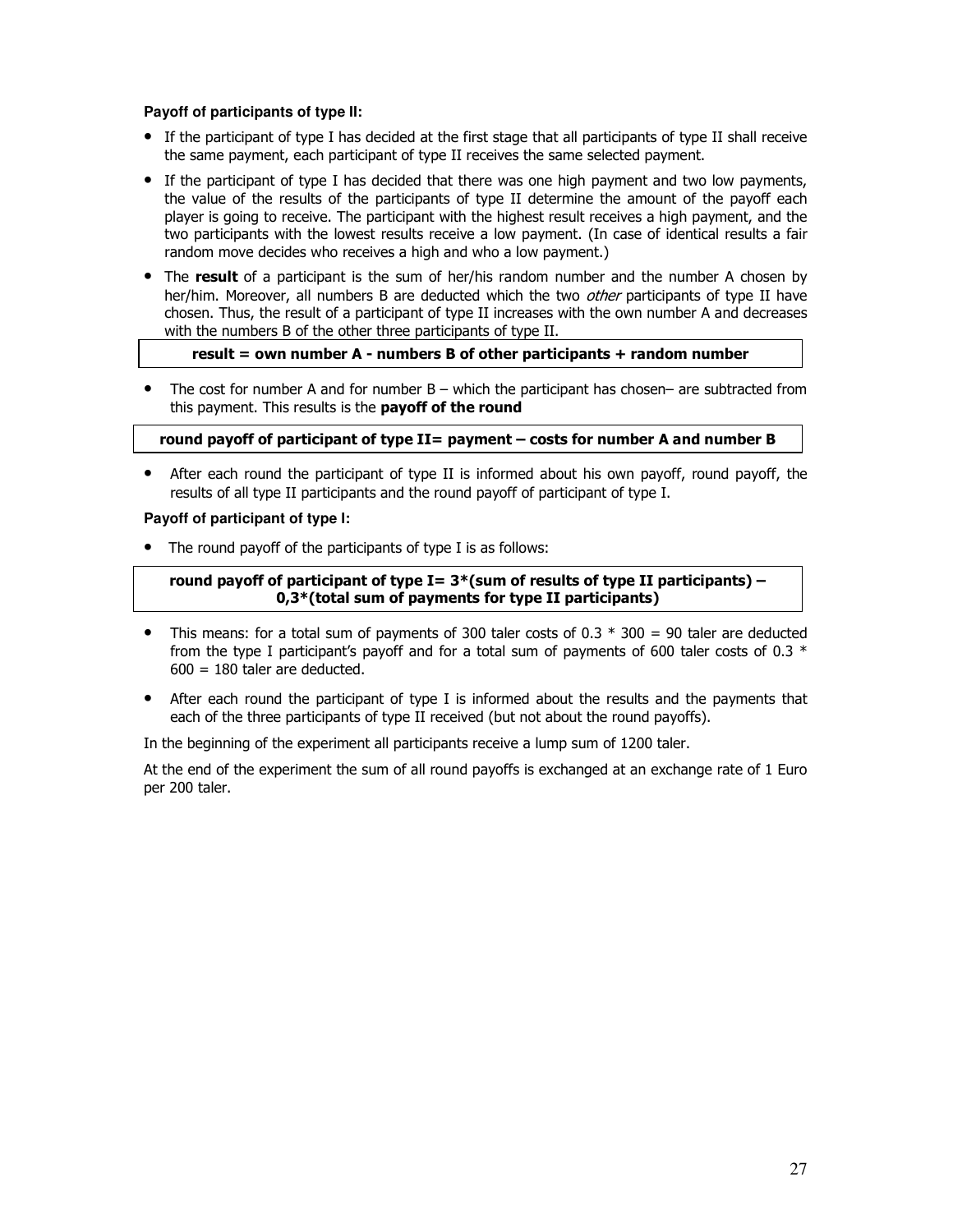**Payoff of participants of type II:**

- If the participant of type I has decided at the first stage that all participants of type II shall receive the same payment, each participant of type II receives the same selected payment.
- If the participant of type I has decided that there was one high payment and two low payments, the value of the results of the participants of type II determine the amount of the payoff each player is going to receive. The participant with the highest result receives a high payment, and the two participants with the lowest results receive a low payment. (In case of identical results a fair random move decides who receives a high and who a low payment.)
- The **result** of a participant is the sum of her/his random number and the number A chosen by her/him. Moreover, all numbers B are deducted which the two *other* participants of type II have chosen. Thus, the result of a participant of type II increases with the own number A and decreases with the numbers B of the other three participants of type II.

**result = own number A - numbers B of other participants + random number**

- The cost for number A and for number B – which the participant has chosen– are subtracted from this payment. This results is the **payoff of the round**

**round payoff of participant of type II= payment – costs for number A and number B**

- After each round the participant of type II is informed about his own payoff, round payoff, the results of all type II participants and the round payoff of participant of type I.

**Payoff of participant of type I:**

- The round payoff of the participants of type I is as follows:

**round payoff of participant of type I= 3*(sum of results of type II participants) – 0,3*(total sum of payments for type II participants)**

- This means: for a total sum of payments of 300 taler costs of 0.3 * 300 = 90 taler are deducted from the type I participant's payoff and for a total sum of payments of 600 taler costs of 0.3 * 600 = 180 taler are deducted.
- After each round the participant of type I is informed about the results and the payments that each of the three participants of type II received (but not about the round payoffs).

In the beginning of the experiment all participants receive a lump sum of 1200 taler.

At the end of the experiment the sum of all round payoffs is exchanged at an exchange rate of 1 Euro per 200 taler.